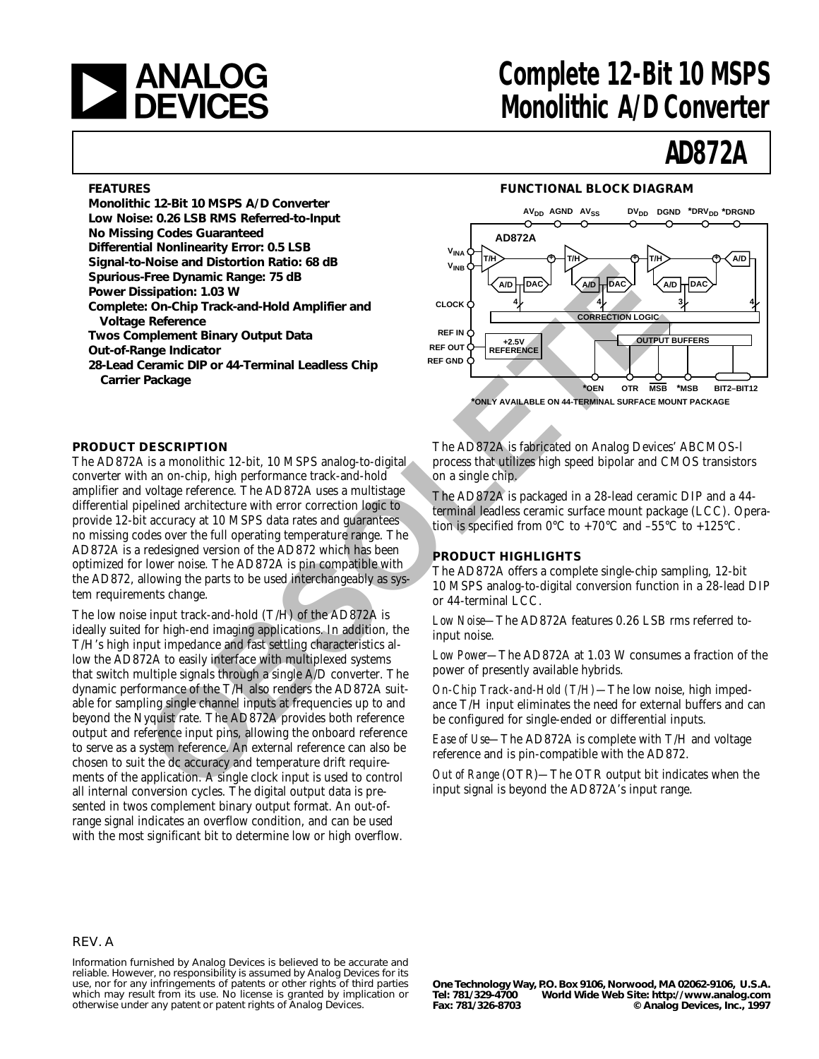# ANALOG DEVICES

# Complete 12-Bit 10 MSPS Monolithic A/D Converter

# AD872A

## FEATURES

- Monolithic 12-Bit 10 MSPS A/D Converter
- Low Noise: 0.26 LSB RMS Referred-to-Input
- No Missing Codes Guaranteed
- Differential Nonlinearity Error: 0.5 LSB
- Signal-to-Noise and Distortion Ratio: 68 dB
- Spurious-Free Dynamic Range: 75 dB
- Power Dissipation: 1.03 W
- Complete: On-Chip Track-and-Hold Amplifier and Voltage Reference
- Twos Complement Binary Output Data
- Out-of-Range Indicator
- 28-Lead Ceramic DIP or 44-Terminal Leadless Chip Carrier Package

## FUNCTIONAL BLOCK DIAGRAM

*ONLY AVAILABLE ON 44-TERMINAL SURFACE MOUNT PACKAGE

## PRODUCT DESCRIPTION

The AD872A is a monolithic 12-bit, 10 MSPS analog-to-digital converter with an on-chip, high performance track-and-hold amplifier and voltage reference. The AD872A uses a multistage differential pipelined architecture with error correction logic to provide 12-bit accuracy at 10 MSPS data rates and guarantees no missing codes over the full operating temperature range. The AD872A is a redesigned version of the AD872 which has been optimized for lower noise. The AD872A is pin compatible with the AD872, allowing the parts to be used interchangeably as system requirements change.

The low noise input track-and-hold (T/H) of the AD872A is ideally suited for high-end imaging applications. In addition, the T/H's high input impedance and fast settling characteristics allow the AD872A to easily interface with multiplexed systems that switch multiple signals through a single A/D converter. The dynamic performance of the T/H also renders the AD872A suitable for sampling single channel inputs at frequencies up to and beyond the Nyquist rate. The AD872A provides both reference output and reference input pins, allowing the onboard reference to serve as a system reference. An external reference can also be chosen to suit the dc accuracy and temperature drift requirements of the application. A single clock input is used to control all internal conversion cycles. The digital output data is presented in twos complement binary output format. An out-of-range signal indicates an overflow condition, and can be used with the most significant bit to determine low or high overflow.

The AD872A is fabricated on Analog Devices' ABCMOS-l process that utilizes high speed bipolar and CMOS transistors on a single chip.

The AD872A is packaged in a 28-lead ceramic DIP and a 44-terminal leadless ceramic surface mount package (LCC). Operation is specified from 0°C to +70°C and –55°C to +125°C.

## PRODUCT HIGHLIGHTS

The AD872A offers a complete single-chip sampling, 12-bit 10 MSPS analog-to-digital conversion function in a 28-lead DIP or 44-terminal LCC.

*Low Noise*—The AD872A features 0.26 LSB rms referred to-input noise.

*Low Power*—The AD872A at 1.03 W consumes a fraction of the power of presently available hybrids.

*On-Chip Track-and-Hold (T/H)*—The low noise, high impedance T/H input eliminates the need for external buffers and can be configured for single-ended or differential inputs.

*Ease of Use*—The AD872A is complete with T/H and voltage reference and is pin-compatible with the AD872.

*Out of Range* (OTR)—The OTR output bit indicates when the input signal is beyond the AD872A's input range.

REV. A

Information furnished by Analog Devices is believed to be accurate and reliable. However, no responsibility is assumed by Analog Devices for its use, nor for any infringements of patents or other rights of third parties which may result from its use. No license is granted by implication or otherwise under any patent or patent rights of Analog Devices.

One Technology Way, P.O. Box 9106, Norwood, MA 02062-9106, U.S.A.
Tel: 781/329-4700 World Wide Web Site: http://www.analog.com
Fax: 781/326-8703 © Analog Devices, Inc., 1997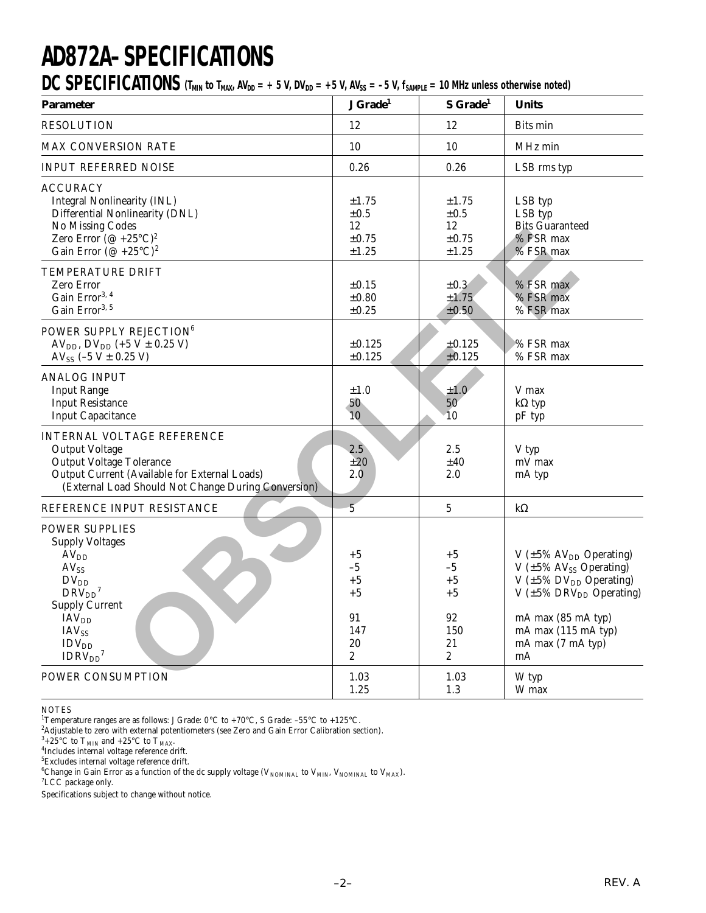# AD872A–SPECIFICATIONS

## DC SPECIFICATIONS ($T_{MIN}$ to $T_{MAX}$, $AV_{DD}$ = +5 V, $DV_{DD}$ = +5 V, $AV_{SS}$ = –5 V, $f_{SAMPLE}$ = 10 MHz unless otherwise noted)

| Parameter | J Grade[1] | S Grade[1] | Units |
|---|---|---|---|
| RESOLUTION | 12 | 12 | Bits min |
| MAX CONVERSION RATE | 10 | 10 | MHz min |
| INPUT REFERRED NOISE | 0.26 | 0.26 | LSB rms typ |
| ACCURACY | | | |
| Integral Nonlinearity (INL) | ±1.75 | ±1.75 | LSB typ |
| Differential Nonlinearity (DNL) | ±0.5 | ±0.5 | LSB typ |
| No Missing Codes | 12 | 12 | Bits Guaranteed |
| Zero Error (@ +25°C)[2] | ±0.75 | ±0.75 | % FSR max |
| Gain Error (@ +25°C)[2] | ±1.25 | ±1.25 | % FSR max |
| TEMPERATURE DRIFT | | | |
| Zero Error | ±0.15 | ±0.3 | % FSR max |
| Gain Error[3, 4] | ±0.80 | ±1.75 | % FSR max |
| Gain Error[3, 5] | ±0.25 | ±0.50 | % FSR max |
| POWER SUPPLY REJECTION[6] | | | |
| $AV_{DD}$, $DV_{DD}$ (+5 V ± 0.25 V) | ±0.125 | ±0.125 | % FSR max |
| $AV_{SS}$ (–5 V ± 0.25 V) | ±0.125 | ±0.125 | % FSR max |
| ANALOG INPUT | | | |
| Input Range | ±1.0 | ±1.0 | V max |
| Input Resistance | 50 | 50 | kΩ typ |
| Input Capacitance | 10 | 10 | pF typ |
| INTERNAL VOLTAGE REFERENCE | | | |
| Output Voltage | 2.5 | 2.5 | V typ |
| Output Voltage Tolerance | ±20 | ±40 | mV max |
| Output Current (Available for External Loads) (External Load Should Not Change During Conversion) | 2.0 | 2.0 | mA typ |
| REFERENCE INPUT RESISTANCE | 5 | 5 | kΩ |
| POWER SUPPLIES | | | |
| Supply Voltages | | | |
| $AV_{DD}$ | +5 | +5 | V (±5% $AV_{DD}$ Operating) |
| $AV_{SS}$ | –5 | –5 | V (±5% $AV_{SS}$ Operating) |
| $DV_{DD}$ | +5 | +5 | V (±5% $DV_{DD}$ Operating) |
| $DRV_{DD}$[7] | +5 | +5 | V (±5% $DRV_{DD}$ Operating) |
| Supply Current | | | |
| $IAV_{DD}$ | 91 | 92 | mA max (85 mA typ) |
| $IAV_{SS}$ | 147 | 150 | mA max (115 mA typ) |
| $IDV_{DD}$ | 20 | 21 | mA max (7 mA typ) |
| $IDRV_{DD}$[7] | 2 | 2 | mA |
| POWER CONSUMPTION | 1.03 | 1.03 | W typ |
| | 1.25 | 1.3 | W max |

NOTES

[1]Temperature ranges are as follows: J Grade: 0°C to +70°C, S Grade: –55°C to +125°C.

[2]Adjustable to zero with external potentiometers (see Zero and Gain Error Calibration section).

[3]+25°C to $T_{MIN}$ and +25°C to $T_{MAX}$.

[4]Includes internal voltage reference drift.

[5]Excludes internal voltage reference drift.

[6]Change in Gain Error as a function of the dc supply voltage ($V_{NOMINAL}$ to $V_{MIN}$, $V_{NOMINAL}$ to $V_{MAX}$).

[7]LCC package only.

Specifications subject to change without notice.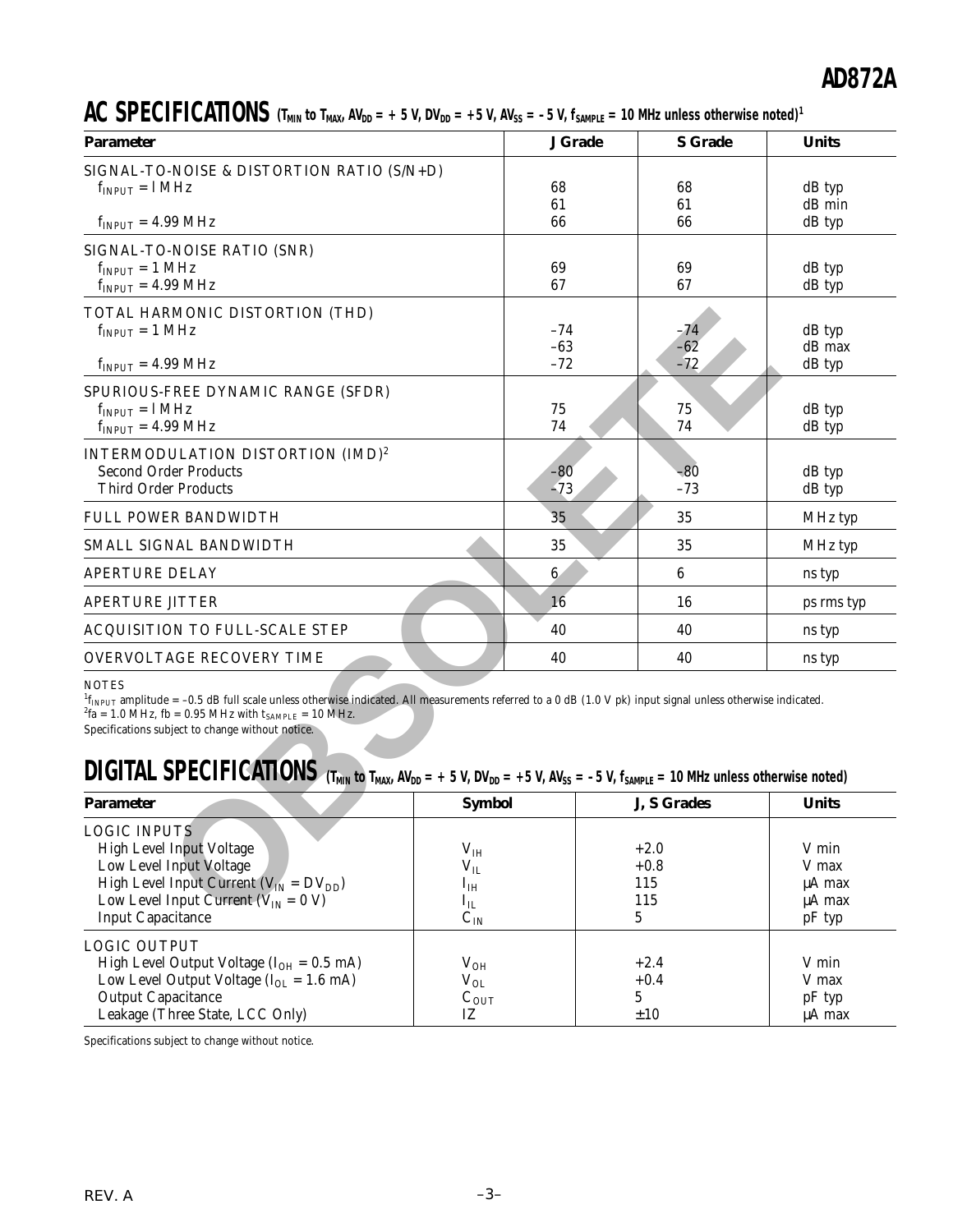## AC SPECIFICATIONS ($T_{MIN}$ to $T_{MAX}$, $AV_{DD}$ = +5 V, $DV_{DD}$ = +5 V, $AV_{SS}$ = –5 V, $f_{SAMPLE}$ = 10 MHz unless otherwise noted)[1]

| Parameter | J Grade | S Grade | Units |
|---|---|---|---|
| SIGNAL-TO-NOISE & DISTORTION RATIO (S/N+D) | | | |
| $f_{INPUT}$ = 1 MHz | 68 | 68 | dB typ |
| | 61 | 61 | dB min |
| $f_{INPUT}$ = 4.99 MHz | 66 | 66 | dB typ |
| SIGNAL-TO-NOISE RATIO (SNR) | | | |
| $f_{INPUT}$ = 1 MHz | 69 | 69 | dB typ |
| $f_{INPUT}$ = 4.99 MHz | 67 | 67 | dB typ |
| TOTAL HARMONIC DISTORTION (THD) | | | |
| $f_{INPUT}$ = 1 MHz | –74 | –74 | dB typ |
| | –63 | –62 | dB max |
| $f_{INPUT}$ = 4.99 MHz | –72 | –72 | dB typ |
| SPURIOUS-FREE DYNAMIC RANGE (SFDR) | | | |
| $f_{INPUT}$ = 1 MHz | 75 | 75 | dB typ |
| $f_{INPUT}$ = 4.99 MHz | 74 | 74 | dB typ |
| INTERMODULATION DISTORTION (IMD)[2] | | | |
| Second Order Products | –80 | –80 | dB typ |
| Third Order Products | –73 | –73 | dB typ |
| FULL POWER BANDWIDTH | 35 | 35 | MHz typ |
| SMALL SIGNAL BANDWIDTH | 35 | 35 | MHz typ |
| APERTURE DELAY | 6 | 6 | ns typ |
| APERTURE JITTER | 16 | 16 | ps rms typ |
| ACQUISITION TO FULL-SCALE STEP | 40 | 40 | ns typ |
| OVERVOLTAGE RECOVERY TIME | 40 | 40 | ns typ |

NOTES

[1] $f_{INPUT}$ amplitude = –0.5 dB full scale unless otherwise indicated. All measurements referred to a 0 dB (1.0 V pk) input signal unless otherwise indicated.

[2] fa = 1.0 MHz, fb = 0.95 MHz with $t_{SAMPLE}$ = 10 MHz.

Specifications subject to change without notice.

## DIGITAL SPECIFICATIONS ($T_{MIN}$ to $T_{MAX}$, $AV_{DD}$ = +5 V, $DV_{DD}$ = +5 V, $AV_{SS}$ = –5 V, $f_{SAMPLE}$ = 10 MHz unless otherwise noted)

| Parameter | Symbol | J, S Grades | Units |
|---|---|---|---|
| LOGIC INPUTS | | | |
| High Level Input Voltage | $V_{IH}$ | +2.0 | V min |
| Low Level Input Voltage | $V_{IL}$ | +0.8 | V max |
| High Level Input Current ($V_{IN}$ = $DV_{DD}$) | $I_{IH}$ | 115 | μA max |
| Low Level Input Current ($V_{IN}$ = 0 V) | $I_{IL}$ | 115 | μA max |
| Input Capacitance | $C_{IN}$ | 5 | pF typ |
| LOGIC OUTPUT | | | |
| High Level Output Voltage ($I_{OH}$ = 0.5 mA) | $V_{OH}$ | +2.4 | V min |
| Low Level Output Voltage ($I_{OL}$ = 1.6 mA) | $V_{OL}$ | +0.4 | V max |
| Output Capacitance | $C_{OUT}$ | 5 | pF typ |
| Leakage (Three State, LCC Only) | IZ | ±10 | μA max |

Specifications subject to change without notice.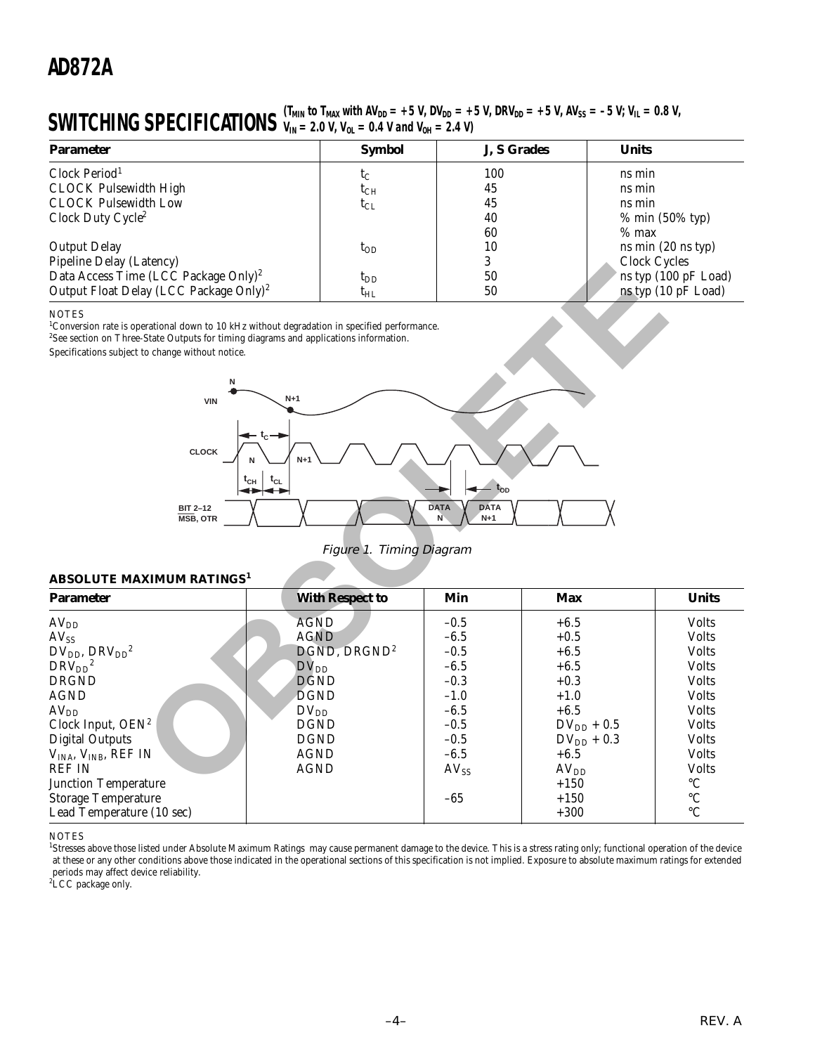# SWITCHING SPECIFICATIONS

($T_{MIN}$ to $T_{MAX}$ with $AV_{DD}$ = +5 V, $DV_{DD}$ = +5 V, $DRV_{DD}$ = +5 V, $AV_{SS}$ = –5 V; $V_{IL}$ = 0.8 V, $V_{IN}$ = 2.0 V, $V_{OL}$ = 0.4 V and $V_{OH}$ = 2.4 V)

| Parameter | Symbol | J, S Grades | Units |
|---|---|---|---|
| Clock Period[1] | $t_C$ | 100 | ns min |
| CLOCK Pulsewidth High | $t_{CH}$ | 45 | ns min |
| CLOCK Pulsewidth Low | $t_{CL}$ | 45 | ns min |
| Clock Duty Cycle[2] | | 40 | % min (50% typ) |
| | | 60 | % max |
| Output Delay | $t_{OD}$ | 10 | ns min (20 ns typ) |
| Pipeline Delay (Latency) | | 3 | Clock Cycles |
| Data Access Time (LCC Package Only)[2] | $t_{DD}$ | 50 | ns typ (100 pF Load) |
| Output Float Delay (LCC Package Only)[2] | $t_{HL}$ | 50 | ns typ (10 pF Load) |

NOTES

[1]Conversion rate is operational down to 10 kHz without degradation in specified performance.

[2]See section on Three-State Outputs for timing diagrams and applications information.

Specifications subject to change without notice.

Figure 1. Timing Diagram

## ABSOLUTE MAXIMUM RATINGS[1]

| Parameter | With Respect to | Min | Max | Units |
|---|---|---|---|---|
| $AV_{DD}$ | AGND | –0.5 | +6.5 | Volts |
| $AV_{SS}$ | AGND | –6.5 | +0.5 | Volts |
| $DV_{DD}$, $DRV_{DD}$[2] | DGND, DRGND[2] | –0.5 | +6.5 | Volts |
| $DRV_{DD}$[2] | $DV_{DD}$ | –6.5 | +6.5 | Volts |
| DRGND | DGND | –0.3 | +0.3 | Volts |
| AGND | DGND | –1.0 | +1.0 | Volts |
| $AV_{DD}$ | $DV_{DD}$ | –6.5 | +6.5 | Volts |
| Clock Input, OEN[2] | DGND | –0.5 | $DV_{DD}$ + 0.5 | Volts |
| Digital Outputs | DGND | –0.5 | $DV_{DD}$ + 0.3 | Volts |
| $V_{INA}$, $V_{INB}$, REF IN | AGND | –6.5 | +6.5 | Volts |
| REF IN | AGND | $AV_{SS}$ | $AV_{DD}$ | Volts |
| Junction Temperature | | | +150 | °C |
| Storage Temperature | | –65 | +150 | °C |
| Lead Temperature (10 sec) | | | +300 | °C |

NOTES

[1]Stresses above those listed under Absolute Maximum Ratings may cause permanent damage to the device. This is a stress rating only; functional operation of the device at these or any other conditions above those indicated in the operational sections of this specification is not implied. Exposure to absolute maximum ratings for extended periods may affect device reliability.

[2]LCC package only.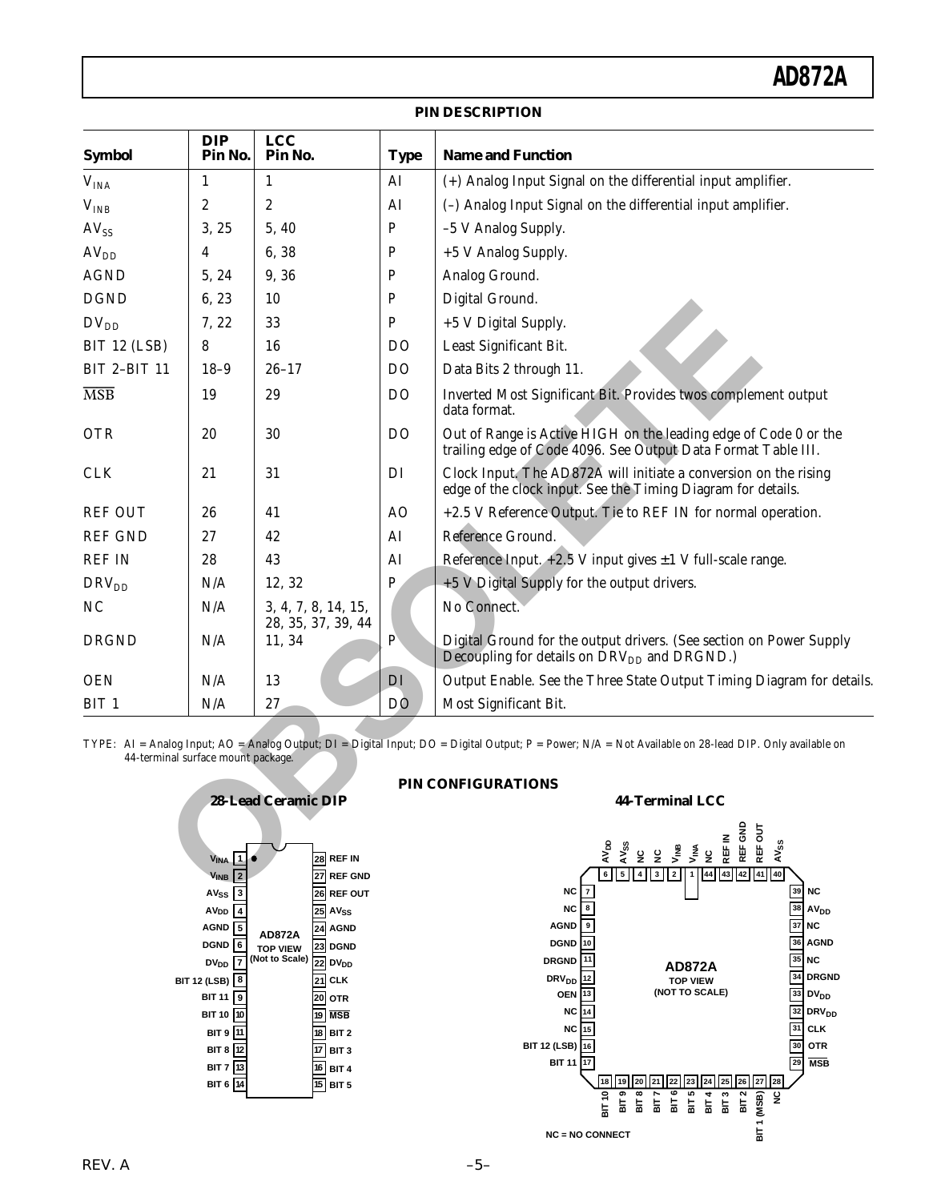## PIN DESCRIPTION

| Symbol | DIP Pin No. | LCC Pin No. | Type | Name and Function |
|---|---|---|---|---|
| $V_{INA}$ | 1 | 1 | AI | (+) Analog Input Signal on the differential input amplifier. |
| $V_{INB}$ | 2 | 2 | AI | (–) Analog Input Signal on the differential input amplifier. |
| $AV_{SS}$ | 3, 25 | 5, 40 | P | –5 V Analog Supply. |
| $AV_{DD}$ | 4 | 6, 38 | P | +5 V Analog Supply. |
| AGND | 5, 24 | 9, 36 | P | Analog Ground. |
| DGND | 6, 23 | 10 | P | Digital Ground. |
| $DV_{DD}$ | 7, 22 | 33 | P | +5 V Digital Supply. |
| BIT 12 (LSB) | 8 | 16 | DO | Least Significant Bit. |
| BIT 2–BIT 11 | 18–9 | 26–17 | DO | Data Bits 2 through 11. |
| $\overline{MSB}$ | 19 | 29 | DO | Inverted Most Significant Bit. Provides twos complement output data format. |
| OTR | 20 | 30 | DO | Out of Range is Active HIGH on the leading edge of Code 0 or the trailing edge of Code 4096. See Output Data Format Table III. |
| CLK | 21 | 31 | DI | Clock Input. The AD872A will initiate a conversion on the rising edge of the clock input. See the Timing Diagram for details. |
| REF OUT | 26 | 41 | AO | +2.5 V Reference Output. Tie to REF IN for normal operation. |
| REF GND | 27 | 42 | AI | Reference Ground. |
| REF IN | 28 | 43 | AI | Reference Input. +2.5 V input gives ±1 V full-scale range. |
| $DRV_{DD}$ | N/A | 12, 32 | P | +5 V Digital Supply for the output drivers. |
| NC | N/A | 3, 4, 7, 8, 14, 15, 28, 35, 37, 39, 44 | | No Connect. |
| DRGND | N/A | 11, 34 | P | Digital Ground for the output drivers. (See section on Power Supply Decoupling for details on $DRV_{DD}$ and DRGND.) |
| OEN | N/A | 13 | DI | Output Enable. See the Three State Output Timing Diagram for details. |
| BIT 1 | N/A | 27 | DO | Most Significant Bit. |

TYPE: AI = Analog Input; AO = Analog Output; DI = Digital Input; DO = Digital Output; P = Power; N/A = Not Available on 28-lead DIP. Only available on 44-terminal surface mount package.

## PIN CONFIGURATIONS

### 28-Lead Ceramic DIP

AD872A TOP VIEW (Not to Scale)

| Pin | Name | Pin | Name |
|---|---|---|---|
| 1 | $V_{INA}$ | 28 | REF IN |
| 2 | $V_{INB}$ | 27 | REF GND |
| 3 | $AV_{SS}$ | 26 | REF OUT |
| 4 | $AV_{DD}$ | 25 | $AV_{SS}$ |
| 5 | AGND | 24 | AGND |
| 6 | DGND | 23 | DGND |
| 7 | $DV_{DD}$ | 22 | $DV_{DD}$ |
| 8 | BIT 12 (LSB) | 21 | CLK |
| 9 | BIT 11 | 20 | OTR |
| 10 | BIT 10 | 19 | $\overline{MSB}$ |
| 11 | BIT 9 | 18 | BIT 2 |
| 12 | BIT 8 | 17 | BIT 3 |
| 13 | BIT 7 | 16 | BIT 4 |
| 14 | BIT 6 | 15 | BIT 5 |

### 44-Terminal LCC

AD872A TOP VIEW (NOT TO SCALE)

| Pin | Name | Pin | Name |
|---|---|---|---|
| 1 | $V_{INA}$ | 23 | BIT 5 |
| 2 | $V_{INB}$ | 24 | BIT 4 |
| 3 | NC | 25 | BIT 3 |
| 4 | NC | 26 | BIT 2 |
| 5 | $AV_{SS}$ | 27 | BIT 1 (MSB) |
| 6 | $AV_{DD}$ | 28 | NC |
| 7 | NC | 29 | $\overline{MSB}$ |
| 8 | NC | 30 | OTR |
| 9 | AGND | 31 | CLK |
| 10 | DGND | 32 | $DRV_{DD}$ |
| 11 | DRGND | 33 | $DV_{DD}$ |
| 12 | $DRV_{DD}$ | 34 | DRGND |
| 13 | OEN | 35 | NC |
| 14 | NC | 36 | AGND |
| 15 | NC | 37 | NC |
| 16 | BIT 12 (LSB) | 38 | $AV_{DD}$ |
| 17 | BIT 11 | 39 | NC |
| 18 | BIT 10 | 40 | $AV_{SS}$ |
| 19 | BIT 9 | 41 | REF OUT |
| 20 | BIT 8 | 42 | REF GND |
| 21 | BIT 7 | 43 | REF IN |
| 22 | BIT 6 | 44 | NC |

NC = NO CONNECT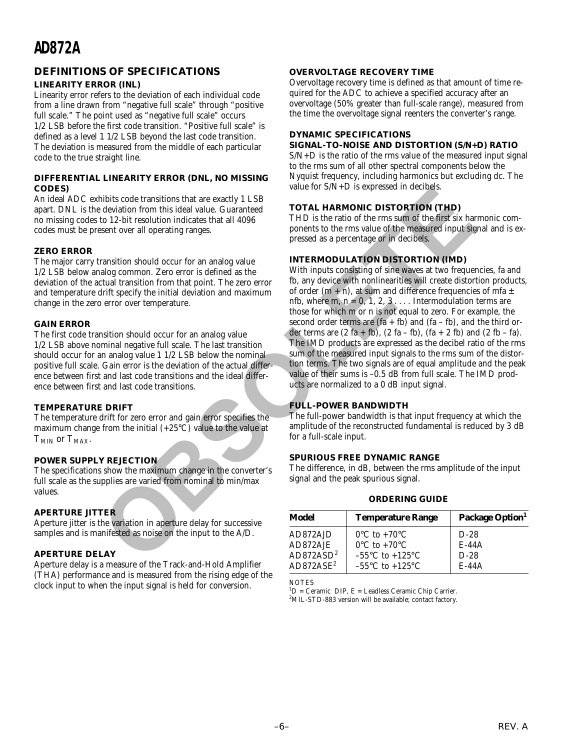## DEFINITIONS OF SPECIFICATIONS

### LINEARITY ERROR (INL)

Linearity error refers to the deviation of each individual code from a line drawn from "negative full scale" through "positive full scale." The point used as "negative full scale" occurs 1/2 LSB before the first code transition. "Positive full scale" is defined as a level 1 1/2 LSB beyond the last code transition. The deviation is measured from the middle of each particular code to the true straight line.

### DIFFERENTIAL LINEARITY ERROR (DNL, NO MISSING CODES)

An ideal ADC exhibits code transitions that are exactly 1 LSB apart. DNL is the deviation from this ideal value. Guaranteed no missing codes to 12-bit resolution indicates that all 4096 codes must be present over all operating ranges.

### ZERO ERROR

The major carry transition should occur for an analog value 1/2 LSB below analog common. Zero error is defined as the deviation of the actual transition from that point. The zero error and temperature drift specify the initial deviation and maximum change in the zero error over temperature.

### GAIN ERROR

The first code transition should occur for an analog value 1/2 LSB above nominal negative full scale. The last transition should occur for an analog value 1 1/2 LSB below the nominal positive full scale. Gain error is the deviation of the actual difference between first and last code transitions and the ideal difference between first and last code transitions.

### TEMPERATURE DRIFT

The temperature drift for zero error and gain error specifies the maximum change from the initial (+25°C) value to the value at $T_{MIN}$ or $T_{MAX}$.

### POWER SUPPLY REJECTION

The specifications show the maximum change in the converter's full scale as the supplies are varied from nominal to min/max values.

### APERTURE JITTER

Aperture jitter is the variation in aperture delay for successive samples and is manifested as noise on the input to the A/D.

### APERTURE DELAY

Aperture delay is a measure of the Track-and-Hold Amplifier (THA) performance and is measured from the rising edge of the clock input to when the input signal is held for conversion.

### OVERVOLTAGE RECOVERY TIME

Overvoltage recovery time is defined as that amount of time required for the ADC to achieve a specified accuracy after an overvoltage (50% greater than full-scale range), measured from the time the overvoltage signal reenters the converter's range.

### DYNAMIC SPECIFICATIONS

### SIGNAL-TO-NOISE AND DISTORTION (S/N+D) RATIO

S/N+D is the ratio of the rms value of the measured input signal to the rms sum of all other spectral components below the Nyquist frequency, including harmonics but excluding dc. The value for S/N+D is expressed in decibels.

### TOTAL HARMONIC DISTORTION (THD)

THD is the ratio of the rms sum of the first six harmonic components to the rms value of the measured input signal and is expressed as a percentage or in decibels.

### INTERMODULATION DISTORTION (IMD)

With inputs consisting of sine waves at two frequencies, fa and fb, any device with nonlinearities will create distortion products, of order (m + n), at sum and difference frequencies of mfa ± nfb, where m, n = 0, 1, 2, 3 . . . . Intermodulation terms are those for which m or n is not equal to zero. For example, the second order terms are (fa + fb) and (fa – fb), and the third order terms are (2 fa + fb), (2 fa – fb), (fa + 2 fb) and (2 fb – fa). The IMD products are expressed as the decibel ratio of the rms sum of the measured input signals to the rms sum of the distortion terms. The two signals are of equal amplitude and the peak value of their sums is –0.5 dB from full scale. The IMD products are normalized to a 0 dB input signal.

### FULL-POWER BANDWIDTH

The full-power bandwidth is that input frequency at which the amplitude of the reconstructed fundamental is reduced by 3 dB for a full-scale input.

### SPURIOUS FREE DYNAMIC RANGE

The difference, in dB, between the rms amplitude of the input signal and the peak spurious signal.

### ORDERING GUIDE

| Model | Temperature Range | Package Option[1] |
|---|---|---|
| AD872AJD | 0°C to +70°C | D-28 |
| AD872AJE | 0°C to +70°C | E-44A |
| AD872ASD[2] | –55°C to +125°C | D-28 |
| AD872ASE[2] | –55°C to +125°C | E-44A |

NOTES

[1] D = Ceramic DIP, E = Leadless Ceramic Chip Carrier.

[2] MIL-STD-883 version will be available; contact factory.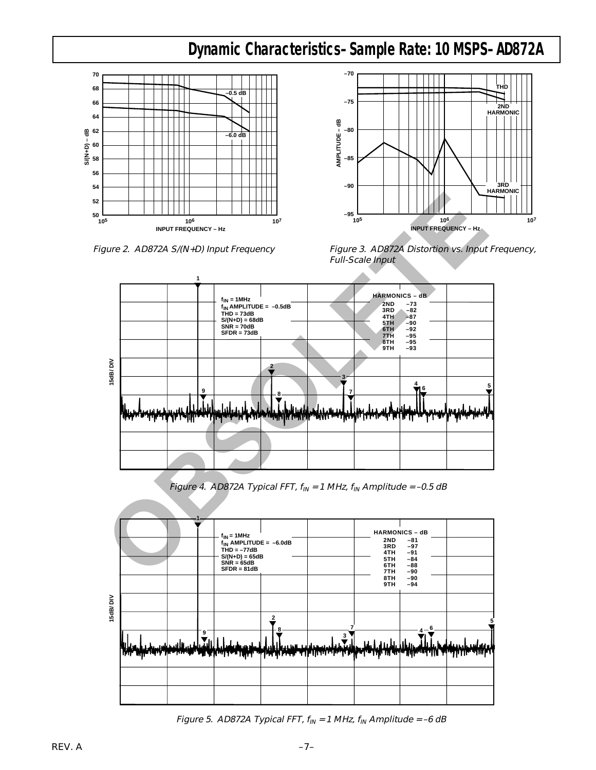# Dynamic Characteristics–Sample Rate: 10 MSPS–AD872A

*Figure 2. AD872A S/(N+D) Input Frequency*

*Figure 3. AD872A Distortion vs. Input Frequency, Full-Scale Input*

$f_{IN}$ = 1MHz
$f_{IN}$ AMPLITUDE = –0.5dB
THD = 73dB
S/(N+D) = 68dB
SNR = 70dB
SFDR = 73dB

| HARMONICS – dB | |
|---|---|
| 2ND | –73 |
| 3RD | –82 |
| 4TH | –87 |
| 5TH | –90 |
| 6TH | –92 |
| 7TH | –95 |
| 8TH | –95 |
| 9TH | –93 |

*Figure 4. AD872A Typical FFT, $f_{IN}$ = 1 MHz, $f_{IN}$ Amplitude = –0.5 dB*

$f_{IN}$ = 1MHz
$f_{IN}$ AMPLITUDE = –6.0dB
THD = –77dB
S/(N+D) = 65dB
SNR = 65dB
SFDR = 81dB

| HARMONICS – dB | |
|---|---|
| 2ND | –81 |
| 3RD | –97 |
| 4TH | –91 |
| 5TH | –84 |
| 6TH | –88 |
| 7TH | –90 |
| 8TH | –90 |
| 9TH | –94 |

*Figure 5. AD872A Typical FFT, $f_{IN}$ = 1 MHz, $f_{IN}$ Amplitude = –6 dB*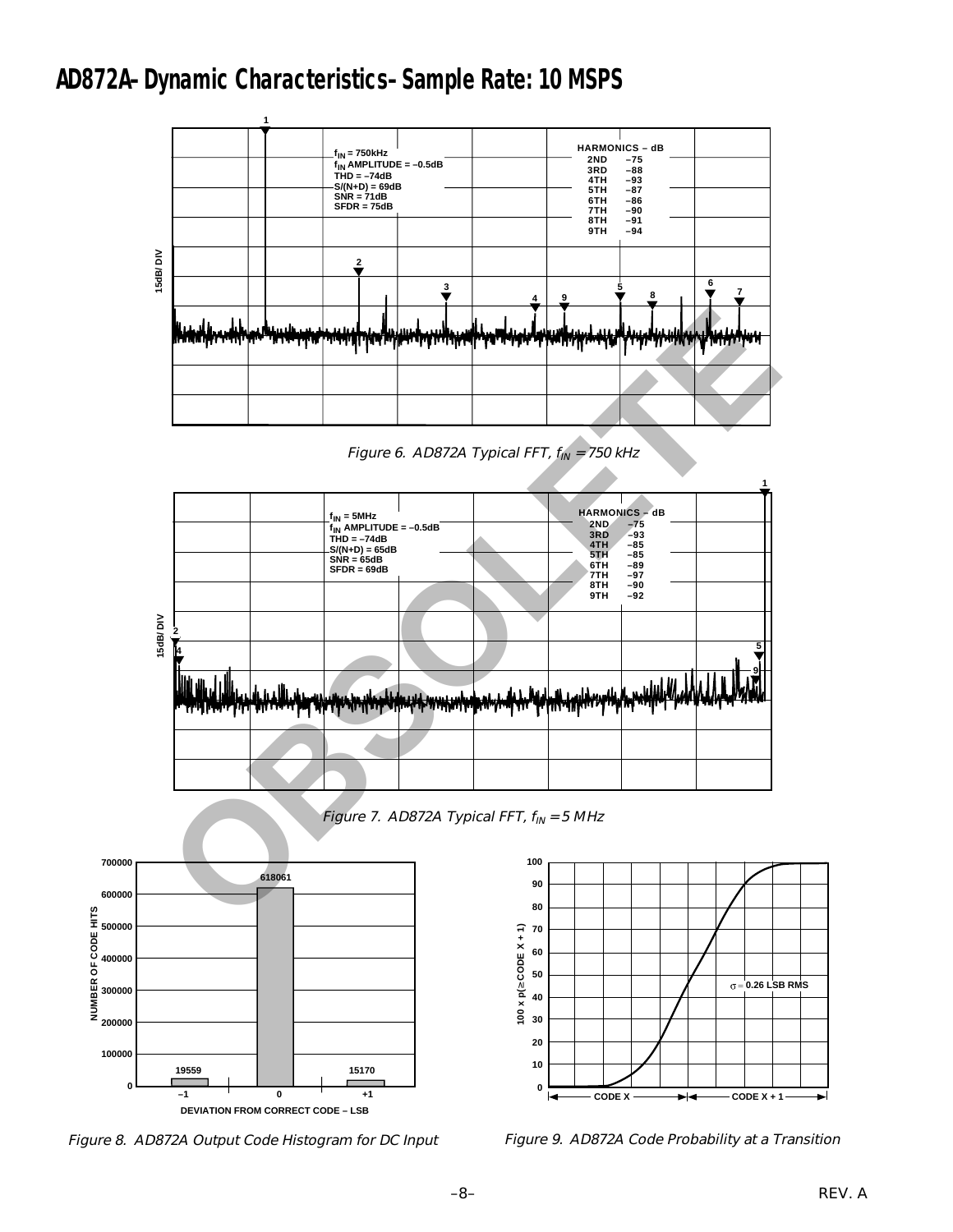## AD872A–Dynamic Characteristics–Sample Rate: 10 MSPS

$f_{IN}$ = 750kHz
$f_{IN}$ AMPLITUDE = –0.5dB
THD = –74dB
S/(N+D) = 69dB
SNR = 71dB
SFDR = 75dB

| HARMONICS – dB | |
|---|---|
| 2ND | –75 |
| 3RD | –88 |
| 4TH | –93 |
| 5TH | –87 |
| 6TH | –86 |
| 7TH | –90 |
| 8TH | –91 |
| 9TH | –94 |

*Figure 6. AD872A Typical FFT, $f_{IN}$ = 750 kHz*

$f_{IN}$ = 5MHz
$f_{IN}$ AMPLITUDE = –0.5dB
THD = –74dB
S/(N+D) = 65dB
SNR = 65dB
SFDR = 69dB

| HARMONICS – dB | |
|---|---|
| 2ND | –75 |
| 3RD | –93 |
| 4TH | –85 |
| 5TH | –85 |
| 6TH | –89 |
| 7TH | –97 |
| 8TH | –90 |
| 9TH | –92 |

*Figure 7. AD872A Typical FFT, $f_{IN}$ = 5 MHz*

| DEVIATION FROM CORRECT CODE – LSB | NUMBER OF CODE HITS |
|---|---|
| –1 | 19559 |
| 0 | 618061 |
| +1 | 15170 |

*Figure 8. AD872A Output Code Histogram for DC Input*

σ = 0.26 LSB RMS

*Figure 9. AD872A Code Probability at a Transition*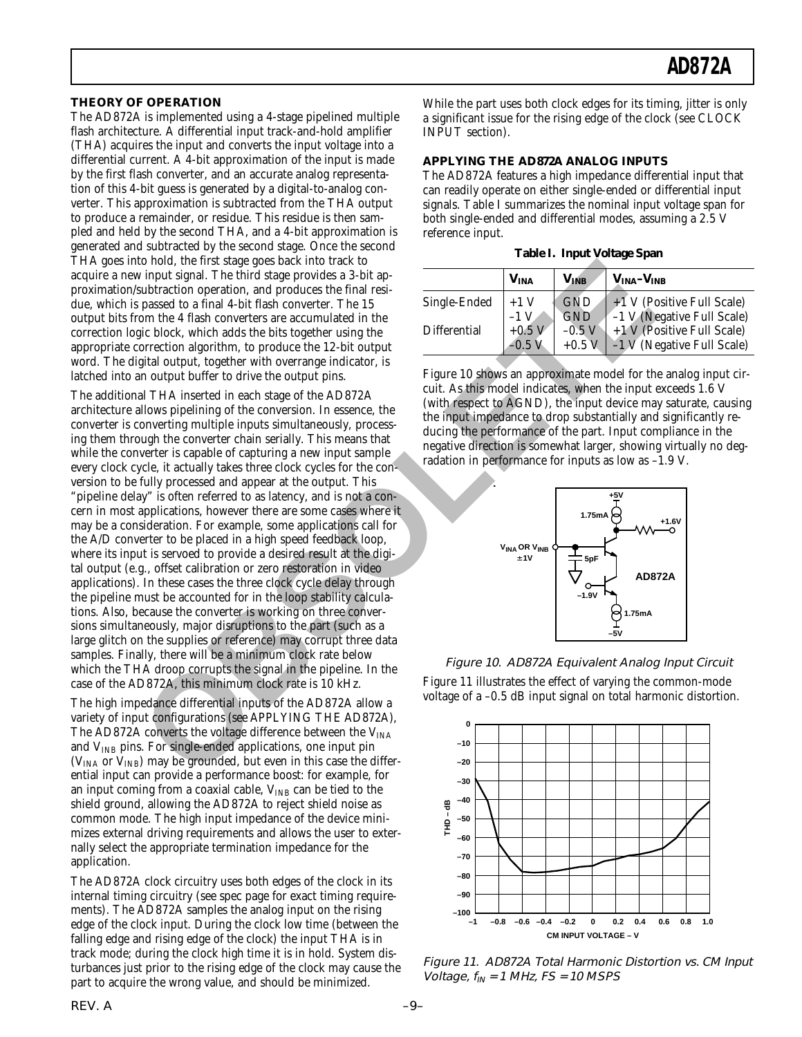## THEORY OF OPERATION

The AD872A is implemented using a 4-stage pipelined multiple flash architecture. A differential input track-and-hold amplifier (THA) acquires the input and converts the input voltage into a differential current. A 4-bit approximation of the input is made by the first flash converter, and an accurate analog representation of this 4-bit guess is generated by a digital-to-analog converter. This approximation is subtracted from the THA output to produce a remainder, or residue. This residue is then sampled and held by the second THA, and a 4-bit approximation is generated and subtracted by the second stage. Once the second THA goes into hold, the first stage goes back into track to acquire a new input signal. The third stage provides a 3-bit approximation/subtraction operation, and produces the final residue, which is passed to a final 4-bit flash converter. The 15 output bits from the 4 flash converters are accumulated in the correction logic block, which adds the bits together using the appropriate correction algorithm, to produce the 12-bit output word. The digital output, together with overrange indicator, is latched into an output buffer to drive the output pins.

The additional THA inserted in each stage of the AD872A architecture allows pipelining of the conversion. In essence, the converter is converting multiple inputs simultaneously, processing them through the converter chain serially. This means that while the converter is capable of capturing a new input sample every clock cycle, it actually takes three clock cycles for the conversion to be fully processed and appear at the output. This "pipeline delay" is often referred to as latency, and is not a concern in most applications, however there are some cases where it may be a consideration. For example, some applications call for the A/D converter to be placed in a high speed feedback loop, where its input is servoed to provide a desired result at the digital output (e.g., offset calibration or zero restoration in video applications). In these cases the three clock cycle delay through the pipeline must be accounted for in the loop stability calculations. Also, because the converter is working on three conversions simultaneously, major disruptions to the part (such as a large glitch on the supplies or reference) may corrupt three data samples. Finally, there will be a minimum clock rate below which the THA droop corrupts the signal in the pipeline. In the case of the AD872A, this minimum clock rate is 10 kHz.

The high impedance differential inputs of the AD872A allow a variety of input configurations (see APPLYING THE AD872A), The AD872A converts the voltage difference between the $V_{INA}$ and $V_{INB}$ pins. For single-ended applications, one input pin ($V_{INA}$ or $V_{INB}$) may be grounded, but even in this case the differential input can provide a performance boost: for example, for an input coming from a coaxial cable, $V_{INB}$ can be tied to the shield ground, allowing the AD872A to reject shield noise as common mode. The high input impedance of the device minimizes external driving requirements and allows the user to externally select the appropriate termination impedance for the application.

The AD872A clock circuitry uses both edges of the clock in its internal timing circuitry (see spec page for exact timing requirements). The AD872A samples the analog input on the rising edge of the clock input. During the clock low time (between the falling edge and rising edge of the clock) the input THA is in track mode; during the clock high time it is in hold. System disturbances just prior to the rising edge of the clock may cause the part to acquire the wrong value, and should be minimized.

While the part uses both clock edges for its timing, jitter is only a significant issue for the rising edge of the clock (see CLOCK INPUT section).

## APPLYING THE AD872A ANALOG INPUTS

The AD872A features a high impedance differential input that can readily operate on either single-ended or differential input signals. Table I summarizes the nominal input voltage span for both single-ended and differential modes, assuming a 2.5 V reference input.

**Table I. Input Voltage Span**

| | $V_{INA}$ | $V_{INB}$ | $V_{INA}$–$V_{INB}$ |
|---|---|---|---|
| Single-Ended | +1 V | GND | +1 V (Positive Full Scale) |
| | –1 V | GND | –1 V (Negative Full Scale) |
| Differential | +0.5 V | –0.5 V | +1 V (Positive Full Scale) |
| | –0.5 V | +0.5 V | –1 V (Negative Full Scale) |

Figure 10 shows an approximate model for the analog input circuit. As this model indicates, when the input exceeds 1.6 V (with respect to AGND), the input device may saturate, causing the input impedance to drop substantially and significantly reducing the performance of the part. Input compliance in the negative direction is somewhat larger, showing virtually no degradation in performance for inputs as low as –1.9 V.

*Figure 10. AD872A Equivalent Analog Input Circuit*

Figure 11 illustrates the effect of varying the common-mode voltage of a –0.5 dB input signal on total harmonic distortion.

*Figure 11. AD872A Total Harmonic Distortion vs. CM Input Voltage, $f_{IN}$ = 1 MHz, FS = 10 MSPS*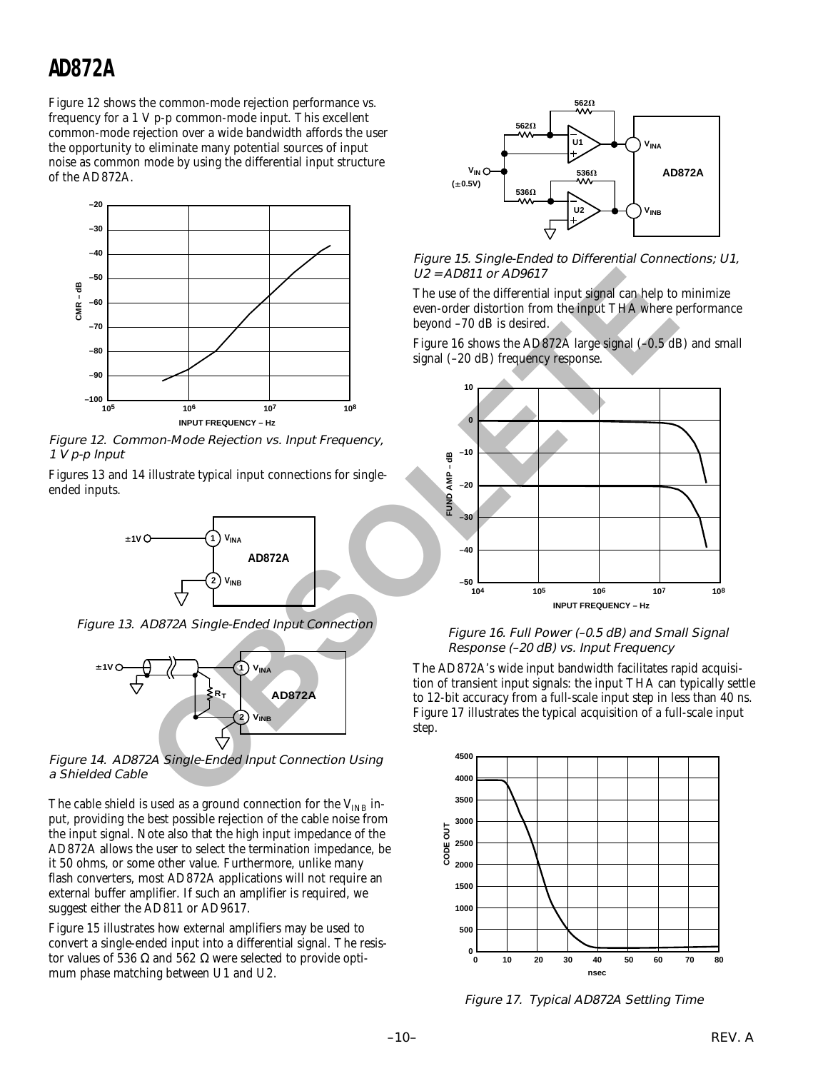Figure 12 shows the common-mode rejection performance vs. frequency for a 1 V p-p common-mode input. This excellent common-mode rejection over a wide bandwidth affords the user the opportunity to eliminate many potential sources of input noise as common mode by using the differential input structure of the AD872A.

*Figure 12. Common-Mode Rejection vs. Input Frequency, 1 V p-p Input*

Figures 13 and 14 illustrate typical input connections for single-ended inputs.

*Figure 13. AD872A Single-Ended Input Connection*

*Figure 14. AD872A Single-Ended Input Connection Using a Shielded Cable*

The cable shield is used as a ground connection for the $V_{INB}$ input, providing the best possible rejection of the cable noise from the input signal. Note also that the high input impedance of the AD872A allows the user to select the termination impedance, be it 50 ohms, or some other value. Furthermore, unlike many flash converters, most AD872A applications will not require an external buffer amplifier. If such an amplifier is required, we suggest either the AD811 or AD9617.

Figure 15 illustrates how external amplifiers may be used to convert a single-ended input into a differential signal. The resistor values of 536 Ω and 562 Ω were selected to provide optimum phase matching between U1 and U2.

*Figure 15. Single-Ended to Differential Connections; U1, U2 = AD811 or AD9617*

The use of the differential input signal can help to minimize even-order distortion from the input THA where performance beyond –70 dB is desired.

Figure 16 shows the AD872A large signal (–0.5 dB) and small signal (–20 dB) frequency response.

*Figure 16. Full Power (–0.5 dB) and Small Signal Response (–20 dB) vs. Input Frequency*

The AD872A's wide input bandwidth facilitates rapid acquisition of transient input signals: the input THA can typically settle to 12-bit accuracy from a full-scale input step in less than 40 ns. Figure 17 illustrates the typical acquisition of a full-scale input step.

*Figure 17. Typical AD872A Settling Time*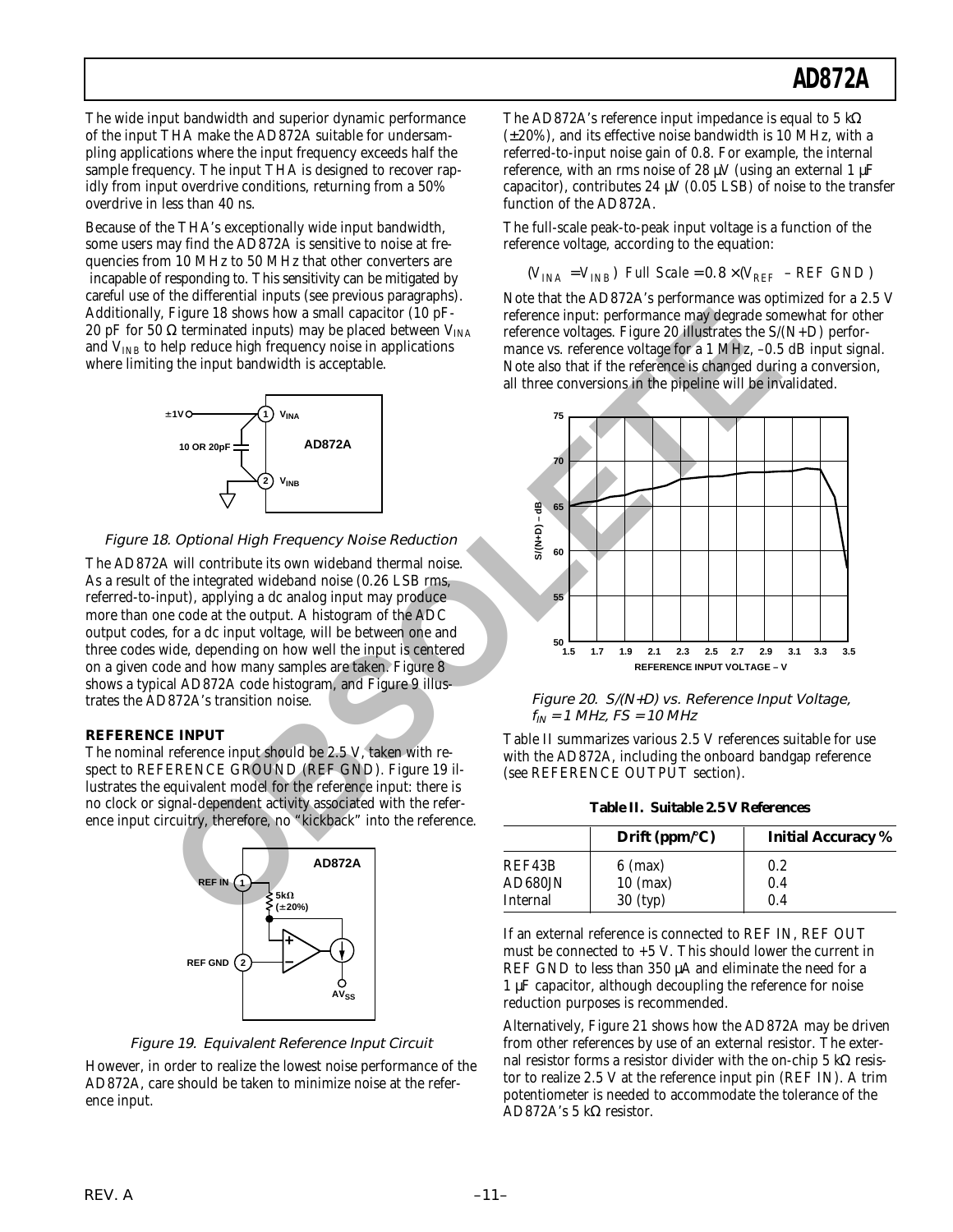The wide input bandwidth and superior dynamic performance of the input THA make the AD872A suitable for undersampling applications where the input frequency exceeds half the sample frequency. The input THA is designed to recover rapidly from input overdrive conditions, returning from a 50% overdrive in less than 40 ns.

Because of the THA's exceptionally wide input bandwidth, some users may find the AD872A is sensitive to noise at frequencies from 10 MHz to 50 MHz that other converters are incapable of responding to. This sensitivity can be mitigated by careful use of the differential inputs (see previous paragraphs). Additionally, Figure 18 shows how a small capacitor (10 pF-20 pF for 50 Ω terminated inputs) may be placed between $V_{INA}$ and $V_{INB}$ to help reduce high frequency noise in applications where limiting the input bandwidth is acceptable.

*Figure 18. Optional High Frequency Noise Reduction*

The AD872A will contribute its own wideband thermal noise. As a result of the integrated wideband noise (0.26 LSB rms, referred-to-input), applying a dc analog input may produce more than one code at the output. A histogram of the ADC output codes, for a dc input voltage, will be between one and three codes wide, depending on how well the input is centered on a given code and how many samples are taken. Figure 8 shows a typical AD872A code histogram, and Figure 9 illustrates the AD872A's transition noise.

### REFERENCE INPUT

The nominal reference input should be 2.5 V, taken with respect to REFERENCE GROUND (REF GND). Figure 19 illustrates the equivalent model for the reference input: there is no clock or signal-dependent activity associated with the reference input circuitry, therefore, no "kickback" into the reference.

*Figure 19. Equivalent Reference Input Circuit*

However, in order to realize the lowest noise performance of the AD872A, care should be taken to minimize noise at the reference input.

The AD872A's reference input impedance is equal to 5 kΩ (±20%), and its effective noise bandwidth is 10 MHz, with a referred-to-input noise gain of 0.8. For example, the internal reference, with an rms noise of 28 µV (using an external 1 µF capacitor), contributes 24 µV (0.05 LSB) of noise to the transfer function of the AD872A.

The full-scale peak-to-peak input voltage is a function of the reference voltage, according to the equation:

$$(V_{INA} - V_{INB})\ Full\ Scale = 0.8 \times (V_{REF} - REF\ GND)$$

Note that the AD872A's performance was optimized for a 2.5 V reference input: performance may degrade somewhat for other reference voltages. Figure 20 illustrates the S/(N+D) performance vs. reference voltage for a 1 MHz, –0.5 dB input signal. Note also that if the reference is changed during a conversion, all three conversions in the pipeline will be invalidated.

*Figure 20. S/(N+D) vs. Reference Input Voltage, $f_{IN}$ = 1 MHz, FS = 10 MHz*

Table II summarizes various 2.5 V references suitable for use with the AD872A, including the onboard bandgap reference (see REFERENCE OUTPUT section).

**Table II. Suitable 2.5 V References**

| | Drift (ppm/°C) | Initial Accuracy % |
|---|---|---|
| REF43B | 6 (max) | 0.2 |
| AD680JN | 10 (max) | 0.4 |
| Internal | 30 (typ) | 0.4 |

If an external reference is connected to REF IN, REF OUT must be connected to +5 V. This should lower the current in REF GND to less than 350 µA and eliminate the need for a 1 µF capacitor, although decoupling the reference for noise reduction purposes is recommended.

Alternatively, Figure 21 shows how the AD872A may be driven from other references by use of an external resistor. The external resistor forms a resistor divider with the on-chip 5 kΩ resistor to realize 2.5 V at the reference input pin (REF IN). A trim potentiometer is needed to accommodate the tolerance of the AD872A's 5 kΩ resistor.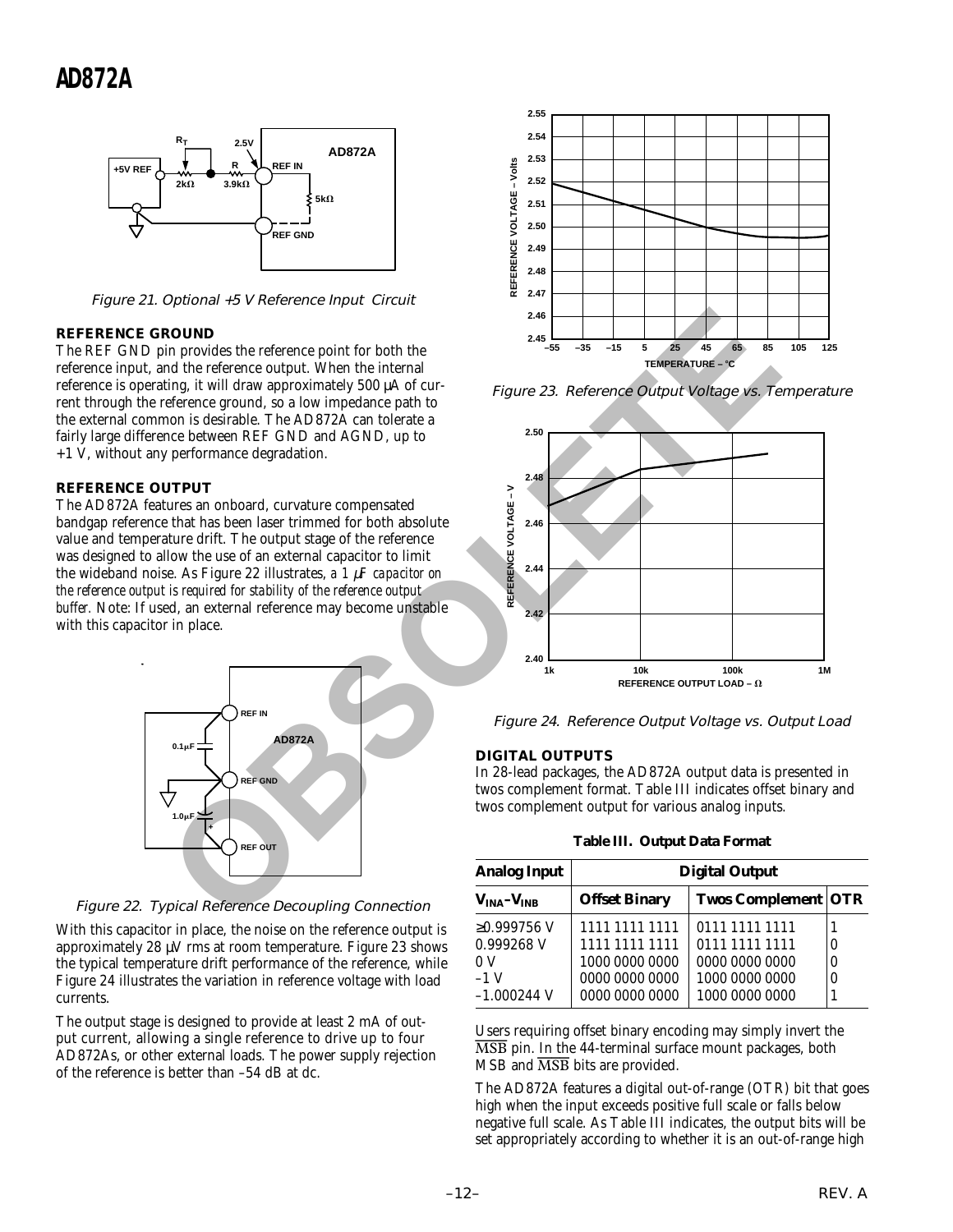Figure 21. Optional +5 V Reference Input Circuit

### REFERENCE GROUND

The REF GND pin provides the reference point for both the reference input, and the reference output. When the internal reference is operating, it will draw approximately 500 µA of current through the reference ground, so a low impedance path to the external common is desirable. The AD872A can tolerate a fairly large difference between REF GND and AGND, up to +1 V, without any performance degradation.

### REFERENCE OUTPUT

The AD872A features an onboard, curvature compensated bandgap reference that has been laser trimmed for both absolute value and temperature drift. The output stage of the reference was designed to allow the use of an external capacitor to limit the wideband noise. As Figure 22 illustrates, *a 1 µF capacitor on the reference output is required for stability of the reference output buffer.* Note: If used, an external reference may become unstable with this capacitor in place.

Figure 22. Typical Reference Decoupling Connection

With this capacitor in place, the noise on the reference output is approximately 28 µV rms at room temperature. Figure 23 shows the typical temperature drift performance of the reference, while Figure 24 illustrates the variation in reference voltage with load currents.

The output stage is designed to provide at least 2 mA of output current, allowing a single reference to drive up to four AD872As, or other external loads. The power supply rejection of the reference is better than –54 dB at dc.

Figure 23. Reference Output Voltage vs. Temperature

Figure 24. Reference Output Voltage vs. Output Load

### DIGITAL OUTPUTS

In 28-lead packages, the AD872A output data is presented in twos complement format. Table III indicates offset binary and twos complement output for various analog inputs.

**Table III. Output Data Format**

| Analog Input | Digital Output | | |
|---|---|---|---|
| $V_{INA}$–$V_{INB}$ | Offset Binary | Twos Complement | OTR |
| ≥0.999756 V | 1111 1111 1111 | 0111 1111 1111 | 1 |
| 0.999268 V | 1111 1111 1111 | 0111 1111 1111 | 0 |
| 0 V | 1000 0000 0000 | 0000 0000 0000 | 0 |
| –1 V | 0000 0000 0000 | 1000 0000 0000 | 0 |
| –1.000244 V | 0000 0000 0000 | 1000 0000 0000 | 1 |

Users requiring offset binary encoding may simply invert the $\overline{MSB}$ pin. In the 44-terminal surface mount packages, both MSB and $\overline{MSB}$ bits are provided.

The AD872A features a digital out-of-range (OTR) bit that goes high when the input exceeds positive full scale or falls below negative full scale. As Table III indicates, the output bits will be set appropriately according to whether it is an out-of-range high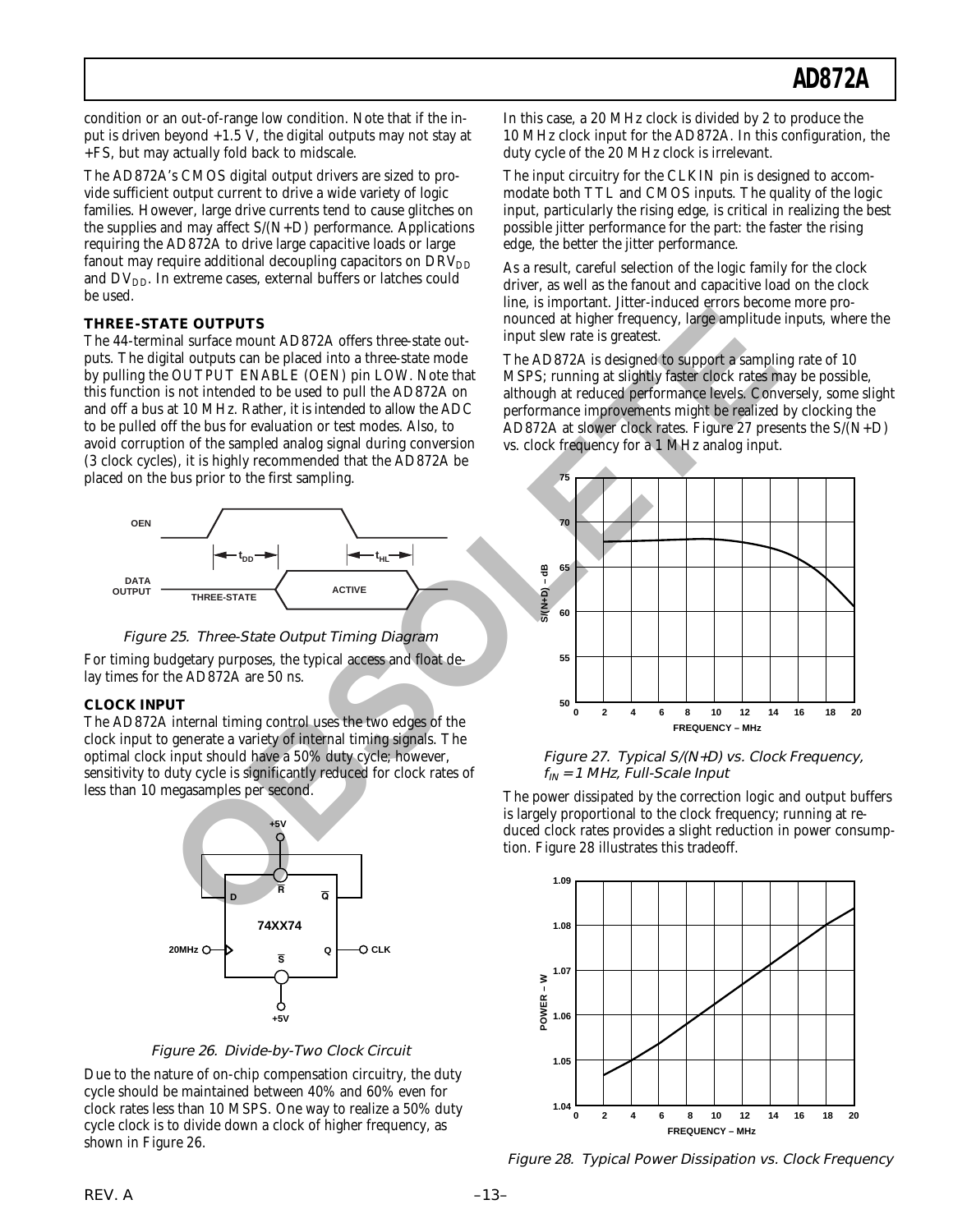condition or an out-of-range low condition. Note that if the input is driven beyond +1.5 V, the digital outputs may not stay at +FS, but may actually fold back to midscale.

The AD872A's CMOS digital output drivers are sized to provide sufficient output current to drive a wide variety of logic families. However, large drive currents tend to cause glitches on the supplies and may affect S/(N+D) performance. Applications requiring the AD872A to drive large capacitive loads or large fanout may require additional decoupling capacitors on $DRV_{DD}$ and $DV_{DD}$. In extreme cases, external buffers or latches could be used.

### THREE-STATE OUTPUTS

The 44-terminal surface mount AD872A offers three-state outputs. The digital outputs can be placed into a three-state mode by pulling the OUTPUT ENABLE (OEN) pin LOW. Note that this function is not intended to be used to pull the AD872A on and off a bus at 10 MHz. Rather, it is intended to allow the ADC to be pulled off the bus for evaluation or test modes. Also, to avoid corruption of the sampled analog signal during conversion (3 clock cycles), it is highly recommended that the AD872A be placed on the bus prior to the first sampling.

*Figure 25. Three-State Output Timing Diagram*

For timing budgetary purposes, the typical access and float delay times for the AD872A are 50 ns.

### CLOCK INPUT

The AD872A internal timing control uses the two edges of the clock input to generate a variety of internal timing signals. The optimal clock input should have a 50% duty cycle; however, sensitivity to duty cycle is significantly reduced for clock rates of less than 10 megasamples per second.

*Figure 26. Divide-by-Two Clock Circuit*

Due to the nature of on-chip compensation circuitry, the duty cycle should be maintained between 40% and 60% even for clock rates less than 10 MSPS. One way to realize a 50% duty cycle clock is to divide down a clock of higher frequency, as shown in Figure 26.

In this case, a 20 MHz clock is divided by 2 to produce the 10 MHz clock input for the AD872A. In this configuration, the duty cycle of the 20 MHz clock is irrelevant.

The input circuitry for the CLKIN pin is designed to accommodate both TTL and CMOS inputs. The quality of the logic input, particularly the rising edge, is critical in realizing the best possible jitter performance for the part: the faster the rising edge, the better the jitter performance.

As a result, careful selection of the logic family for the clock driver, as well as the fanout and capacitive load on the clock line, is important. Jitter-induced errors become more pronounced at higher frequency, large amplitude inputs, where the input slew rate is greatest.

The AD872A is designed to support a sampling rate of 10 MSPS; running at slightly faster clock rates may be possible, although at reduced performance levels. Conversely, some slight performance improvements might be realized by clocking the AD872A at slower clock rates. Figure 27 presents the S/(N+D) vs. clock frequency for a 1 MHz analog input.

*Figure 27. Typical S/(N+D) vs. Clock Frequency, $f_{IN}$ = 1 MHz, Full-Scale Input*

The power dissipated by the correction logic and output buffers is largely proportional to the clock frequency; running at reduced clock rates provides a slight reduction in power consumption. Figure 28 illustrates this tradeoff.

*Figure 28. Typical Power Dissipation vs. Clock Frequency*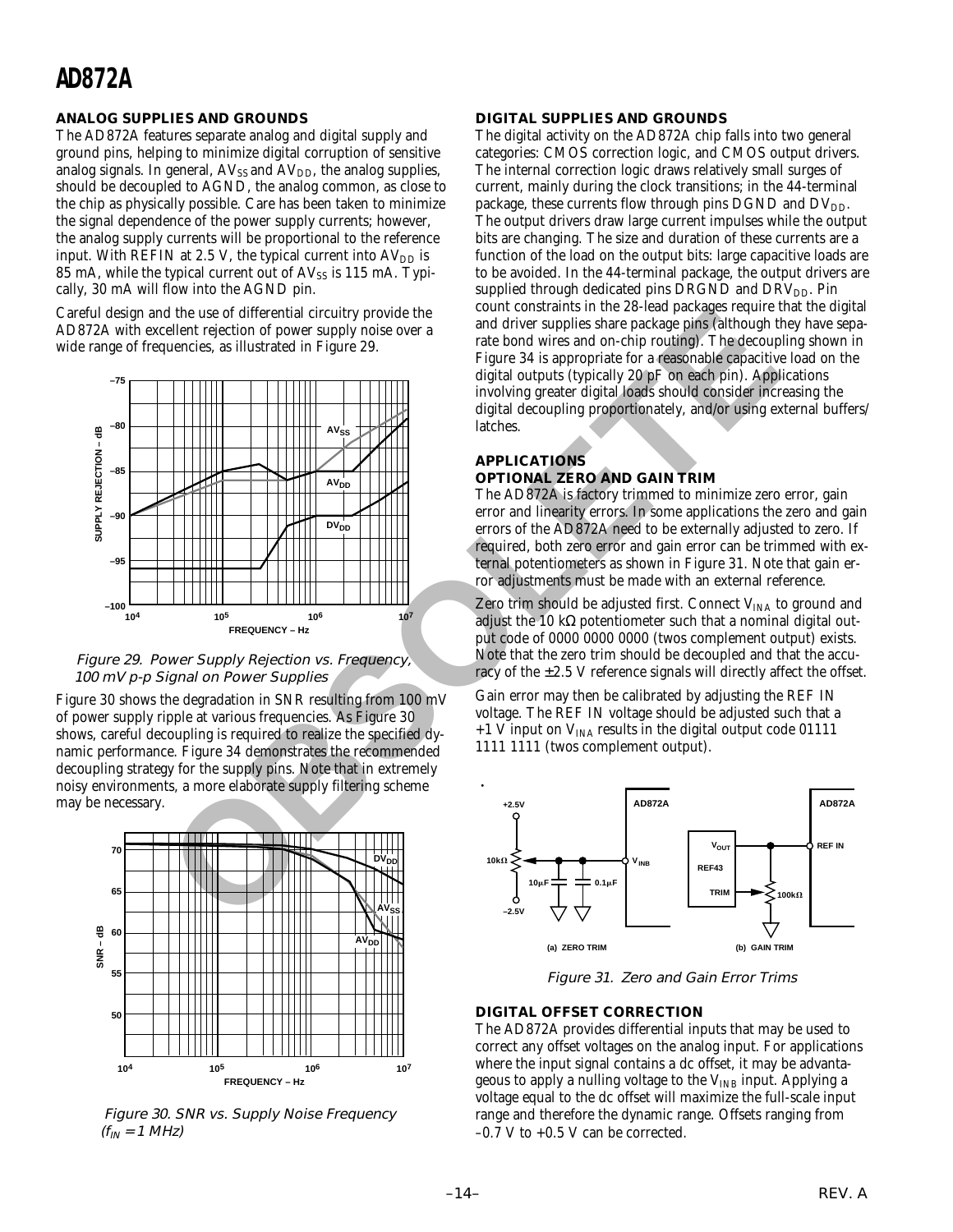## ANALOG SUPPLIES AND GROUNDS

The AD872A features separate analog and digital supply and ground pins, helping to minimize digital corruption of sensitive analog signals. In general, $AV_{SS}$ and $AV_{DD}$, the analog supplies, should be decoupled to AGND, the analog common, as close to the chip as physically possible. Care has been taken to minimize the signal dependence of the power supply currents; however, the analog supply currents will be proportional to the reference input. With REFIN at 2.5 V, the typical current into $AV_{DD}$ is 85 mA, while the typical current out of $AV_{SS}$ is 115 mA. Typically, 30 mA will flow into the AGND pin.

Careful design and the use of differential circuitry provide the AD872A with excellent rejection of power supply noise over a wide range of frequencies, as illustrated in Figure 29.

*Figure 29. Power Supply Rejection vs. Frequency, 100 mV p-p Signal on Power Supplies*

Figure 30 shows the degradation in SNR resulting from 100 mV of power supply ripple at various frequencies. As Figure 30 shows, careful decoupling is required to realize the specified dynamic performance. Figure 34 demonstrates the recommended decoupling strategy for the supply pins. Note that in extremely noisy environments, a more elaborate supply filtering scheme may be necessary.

*Figure 30. SNR vs. Supply Noise Frequency ($f_{IN}$ = 1 MHz)*

## DIGITAL SUPPLIES AND GROUNDS

The digital activity on the AD872A chip falls into two general categories: CMOS correction logic, and CMOS output drivers. The internal correction logic draws relatively small surges of current, mainly during the clock transitions; in the 44-terminal package, these currents flow through pins DGND and $DV_{DD}$. The output drivers draw large current impulses while the output bits are changing. The size and duration of these currents are a function of the load on the output bits: large capacitive loads are to be avoided. In the 44-terminal package, the output drivers are supplied through dedicated pins DRGND and $DRV_{DD}$. Pin count constraints in the 28-lead packages require that the digital and driver supplies share package pins (although they have separate bond wires and on-chip routing). The decoupling shown in Figure 34 is appropriate for a reasonable capacitive load on the digital outputs (typically 20 pF on each pin). Applications involving greater digital loads should consider increasing the digital decoupling proportionately, and/or using external buffers/ latches.

## APPLICATIONS

### OPTIONAL ZERO AND GAIN TRIM

The AD872A is factory trimmed to minimize zero error, gain error and linearity errors. In some applications the zero and gain errors of the AD872A need to be externally adjusted to zero. If required, both zero error and gain error can be trimmed with external potentiometers as shown in Figure 31. Note that gain error adjustments must be made with an external reference.

Zero trim should be adjusted first. Connect $V_{INA}$ to ground and adjust the 10 kΩ potentiometer such that a nominal digital output code of 0000 0000 0000 (twos complement output) exists. Note that the zero trim should be decoupled and that the accuracy of the ±2.5 V reference signals will directly affect the offset.

Gain error may then be calibrated by adjusting the REF IN voltage. The REF IN voltage should be adjusted such that a +1 V input on $V_{INA}$ results in the digital output code 01111 1111 1111 (twos complement output).

*Figure 31. Zero and Gain Error Trims*

### DIGITAL OFFSET CORRECTION

The AD872A provides differential inputs that may be used to correct any offset voltages on the analog input. For applications where the input signal contains a dc offset, it may be advantageous to apply a nulling voltage to the $V_{INB}$ input. Applying a voltage equal to the dc offset will maximize the full-scale input range and therefore the dynamic range. Offsets ranging from –0.7 V to +0.5 V can be corrected.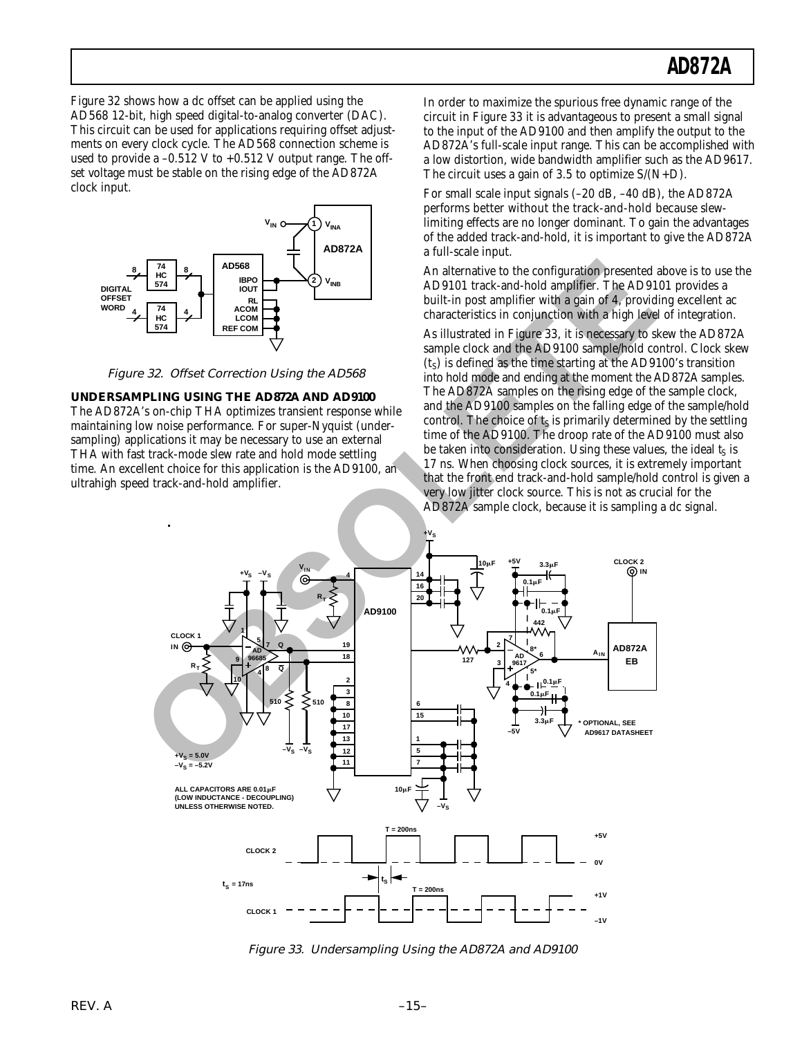Figure 32 shows how a dc offset can be applied using the AD568 12-bit, high speed digital-to-analog converter (DAC). This circuit can be used for applications requiring offset adjustments on every clock cycle. The AD568 connection scheme is used to provide a –0.512 V to +0.512 V output range. The offset voltage must be stable on the rising edge of the AD872A clock input.

Figure 32. Offset Correction Using the AD568

**UNDERSAMPLING USING THE AD872A AND AD9100**

The AD872A's on-chip THA optimizes transient response while maintaining low noise performance. For super-Nyquist (undersampling) applications it may be necessary to use an external THA with fast track-mode slew rate and hold mode settling time. An excellent choice for this application is the AD9100, an ultrahigh speed track-and-hold amplifier.

In order to maximize the spurious free dynamic range of the circuit in Figure 33 it is advantageous to present a small signal to the input of the AD9100 and then amplify the output to the AD872A's full-scale input range. This can be accomplished with a low distortion, wide bandwidth amplifier such as the AD9617. The circuit uses a gain of 3.5 to optimize S/(N+D).

For small scale input signals (–20 dB, –40 dB), the AD872A performs better without the track-and-hold because slew-limiting effects are no longer dominant. To gain the advantages of the added track-and-hold, it is important to give the AD872A a full-scale input.

An alternative to the configuration presented above is to use the AD9101 track-and-hold amplifier. The AD9101 provides a built-in post amplifier with a gain of 4, providing excellent ac characteristics in conjunction with a high level of integration.

As illustrated in Figure 33, it is necessary to skew the AD872A sample clock and the AD9100 sample/hold control. Clock skew ($t_S$) is defined as the time starting at the AD9100's transition into hold mode and ending at the moment the AD872A samples. The AD872A samples on the rising edge of the sample clock, and the AD9100 samples on the falling edge of the sample/hold control. The choice of $t_S$ is primarily determined by the settling time of the AD9100. The droop rate of the AD9100 must also be taken into consideration. Using these values, the ideal $t_S$ is 17 ns. When choosing clock sources, it is extremely important that the front end track-and-hold sample/hold control is given a very low jitter clock source. This is not as crucial for the AD872A sample clock, because it is sampling a dc signal.

Figure 33. Undersampling Using the AD872A and AD9100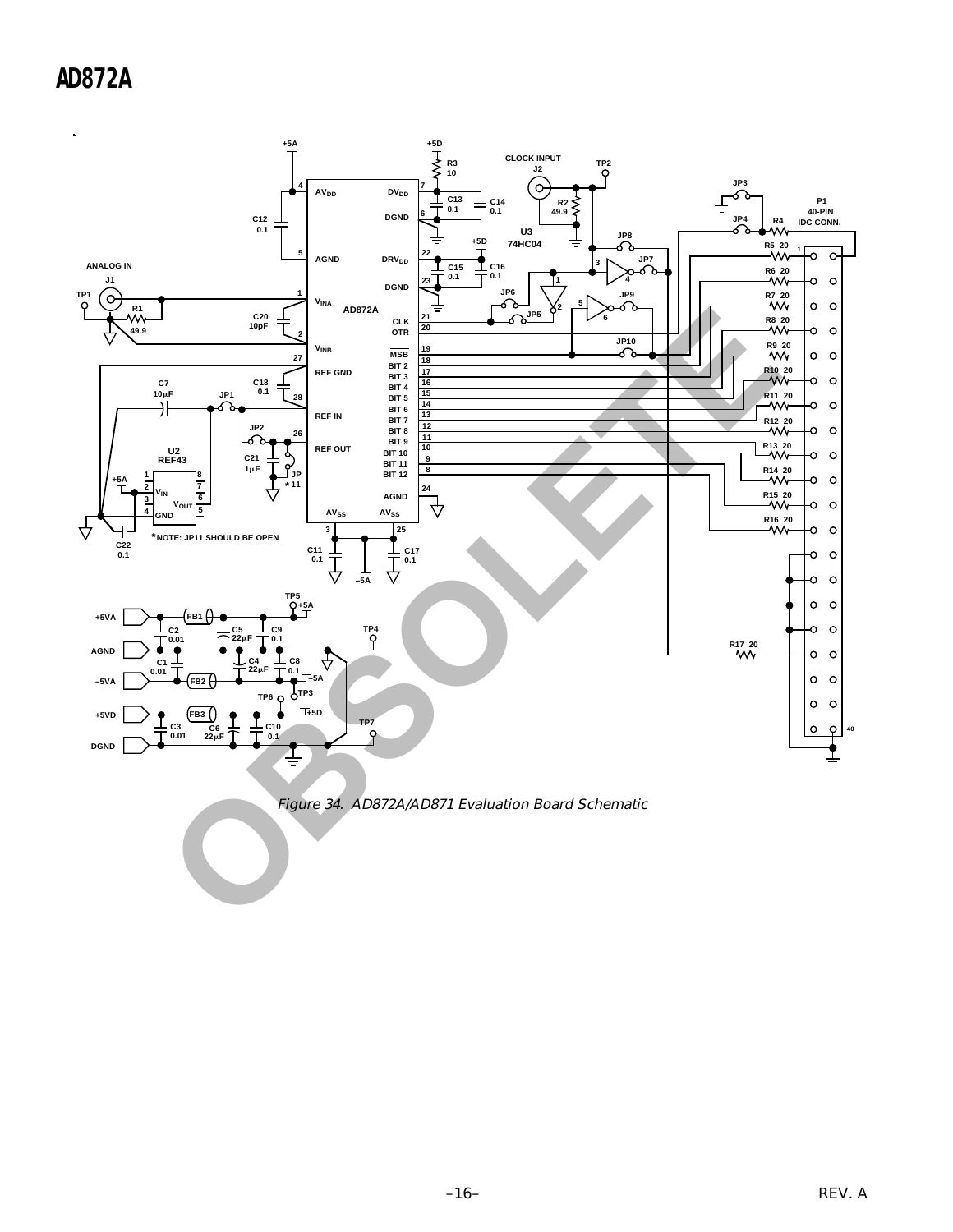Figure 34. AD872A/AD871 Evaluation Board Schematic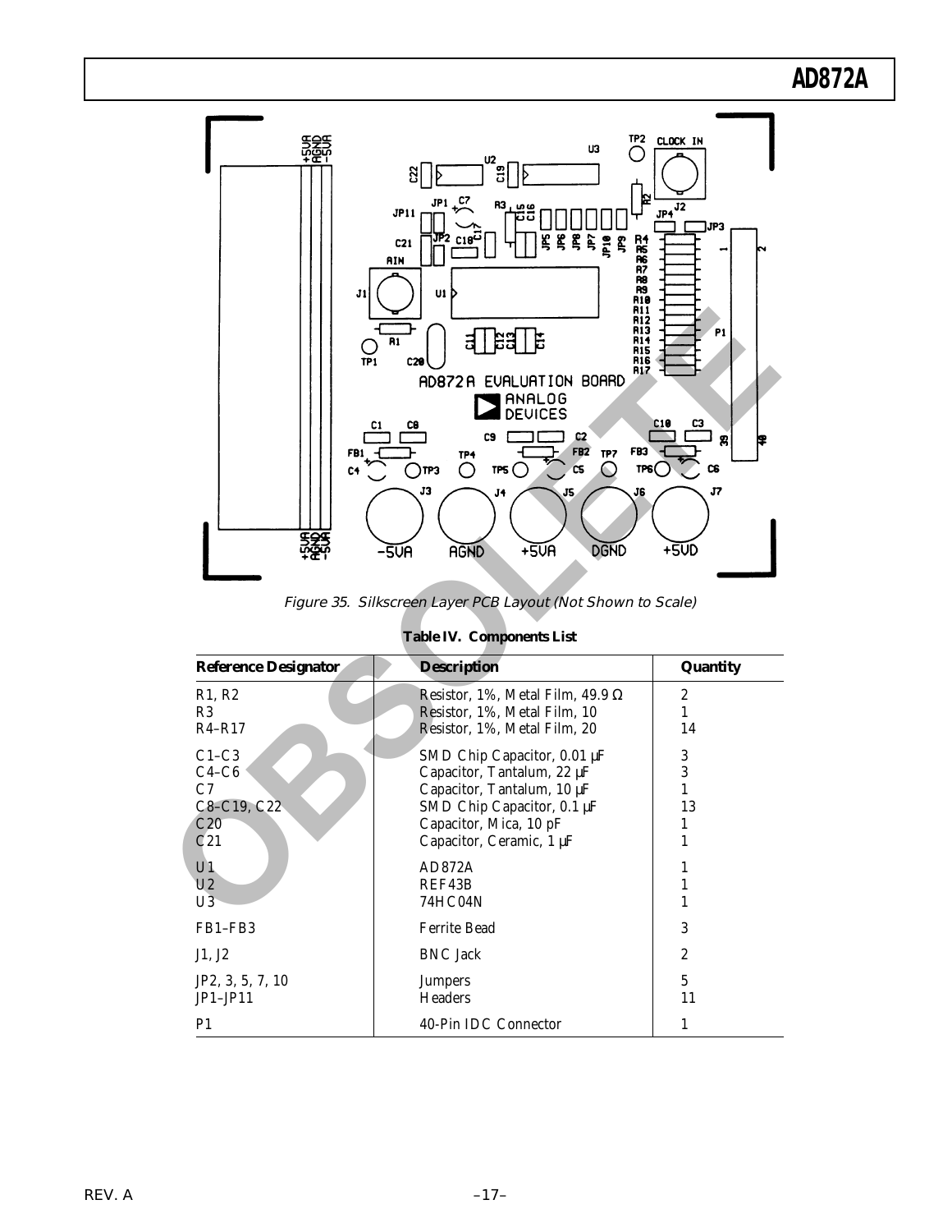*Figure 35. Silkscreen Layer PCB Layout (Not Shown to Scale)*

**Table IV. Components List**

| Reference Designator | Description | Quantity |
|---|---|---|
| R1, R2 | Resistor, 1%, Metal Film, 49.9 Ω | 2 |
| R3 | Resistor, 1%, Metal Film, 10 | 1 |
| R4–R17 | Resistor, 1%, Metal Film, 20 | 14 |
| C1–C3 | SMD Chip Capacitor, 0.01 µF | 3 |
| C4–C6 | Capacitor, Tantalum, 22 µF | 3 |
| C7 | Capacitor, Tantalum, 10 µF | 1 |
| C8–C19, C22 | SMD Chip Capacitor, 0.1 µF | 13 |
| C20 | Capacitor, Mica, 10 pF | 1 |
| C21 | Capacitor, Ceramic, 1 µF | 1 |
| U1 | AD872A | 1 |
| U2 | REF43B | 1 |
| U3 | 74HC04N | 1 |
| FB1–FB3 | Ferrite Bead | 3 |
| J1, J2 | BNC Jack | 2 |
| JP2, 3, 5, 7, 10 | Jumpers | 5 |
| JP1–JP11 | Headers | 11 |
| P1 | 40-Pin IDC Connector | 1 |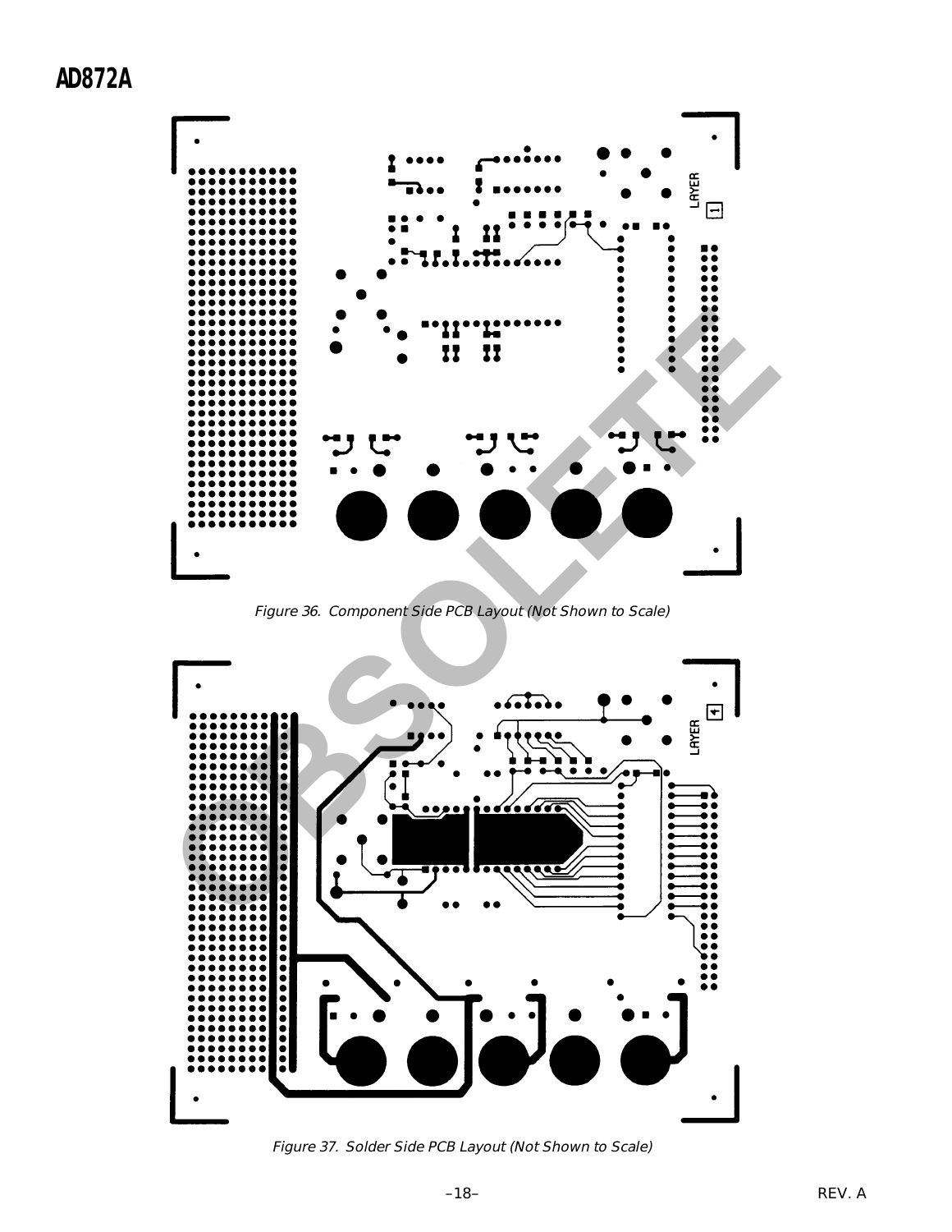Figure 36. Component Side PCB Layout (Not Shown to Scale)

Figure 37. Solder Side PCB Layout (Not Shown to Scale)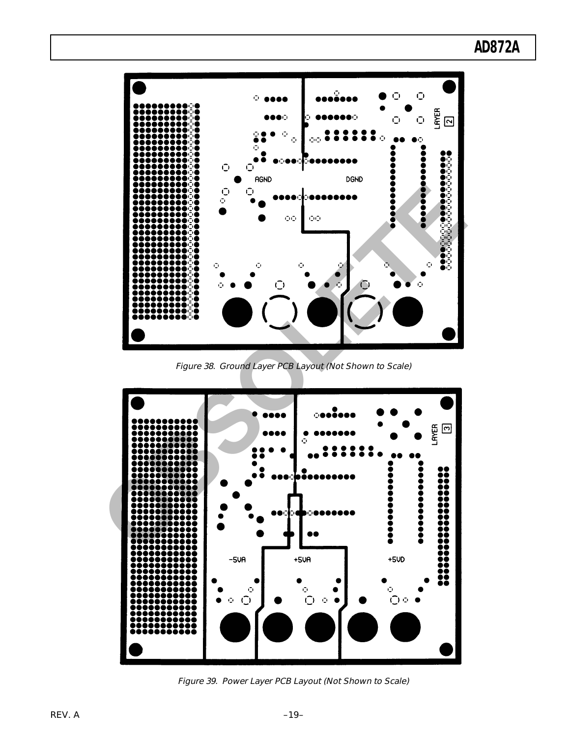Figure 38. Ground Layer PCB Layout (Not Shown to Scale)

Figure 39. Power Layer PCB Layout (Not Shown to Scale)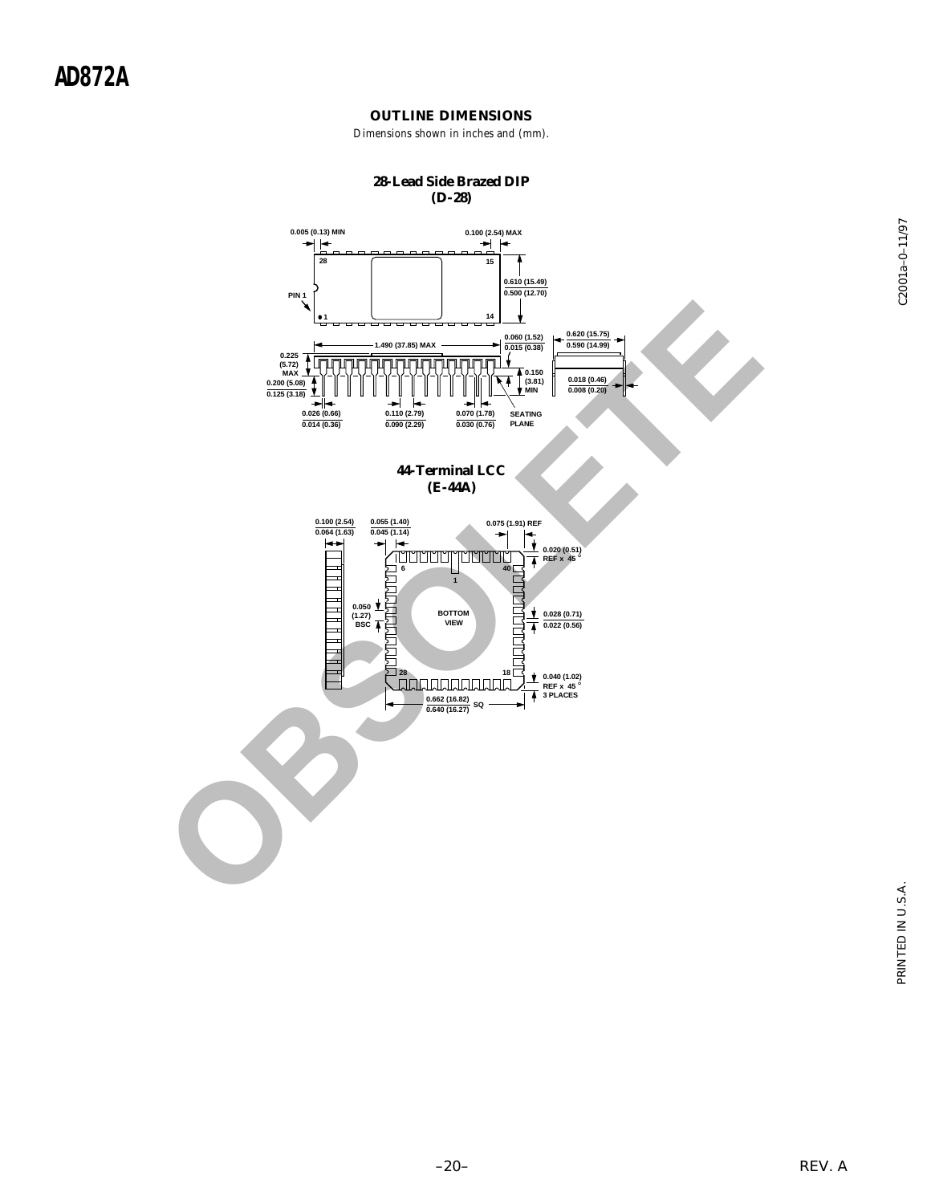## OUTLINE DIMENSIONS

Dimensions shown in inches and (mm).

### 28-Lead Side Brazed DIP (D-28)

0.005 (0.13) MIN

0.100 (2.54) MAX

28

15

PIN 1

1

14

0.610 (15.49)
0.500 (12.70)

1.490 (37.85) MAX

0.060 (1.52)
0.015 (0.38)

0.620 (15.75)
0.590 (14.99)

0.225 (5.72) MAX

0.200 (5.08)
0.125 (3.18)

0.150 (3.81) MIN

0.018 (0.46)
0.008 (0.20)

0.026 (0.66)
0.014 (0.36)

0.110 (2.79)
0.090 (2.29)

0.070 (1.78)
0.030 (0.76)

SEATING PLANE

### 44-Terminal LCC (E-44A)

0.100 (2.54)
0.064 (1.63)

0.055 (1.40)
0.045 (1.14)

0.075 (1.91) REF

0.020 (0.51) REF x 45°

6

40

1

0.050 (1.27) BSC

BOTTOM VIEW

0.028 (0.71)
0.022 (0.56)

28

18

0.040 (1.02) REF x 45° 3 PLACES

0.662 (16.82)
0.640 (16.27) SQ

OBSOLETE

C2001a–0–11/97

PRINTED IN U.S.A.